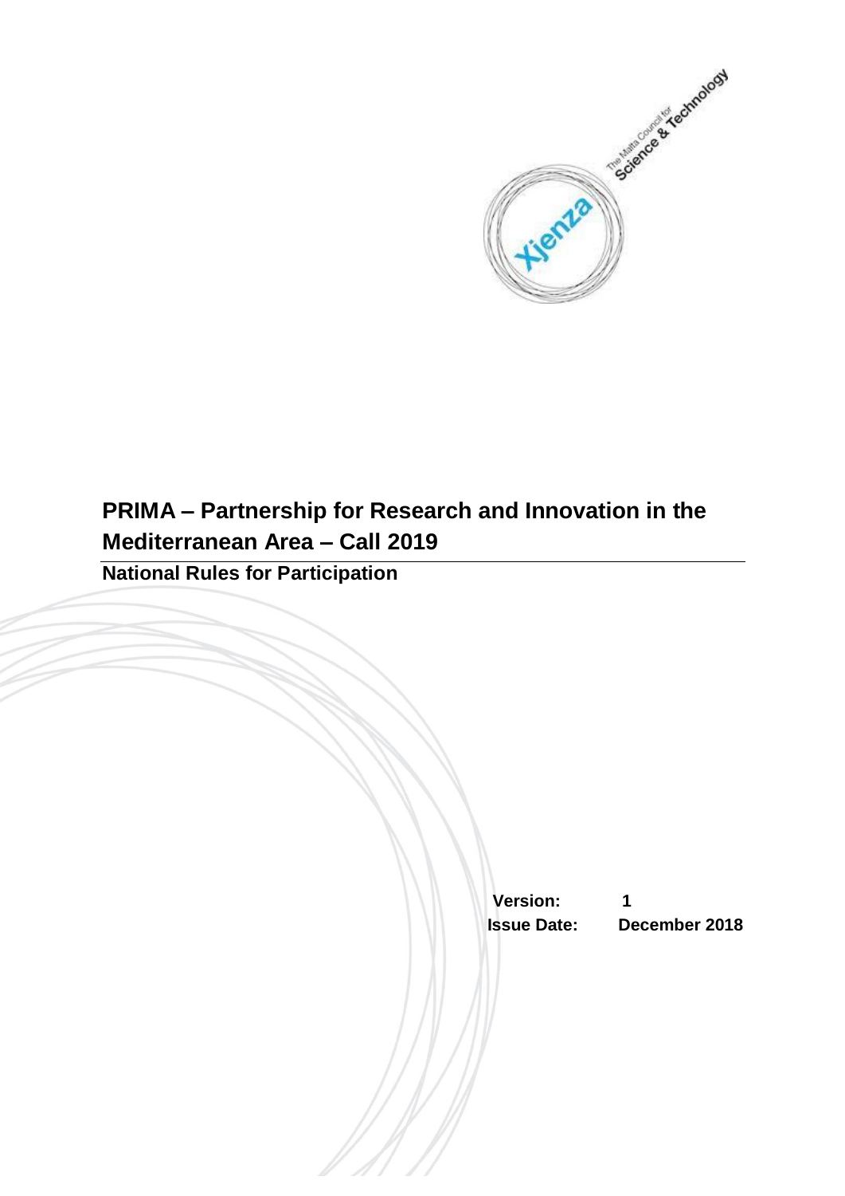# PRIMA – Partnership for Research and Innovation in the Mediterranean Area – Call 2019

## National Rules for Participation

**Version:** 1

**Issue Date:** December 2018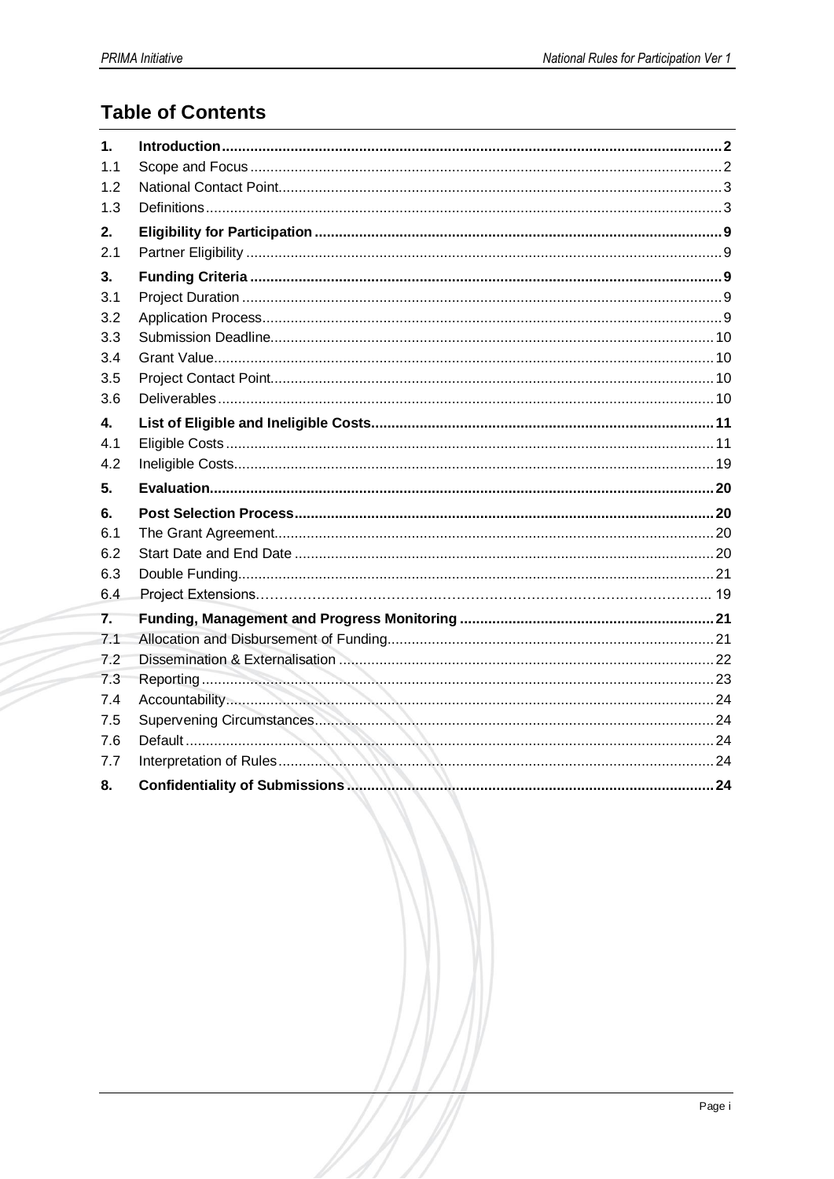# Table of Contents

| | | |
|---|---|---|
| **1.** | **Introduction** | **2** |
| 1.1 | Scope and Focus | 2 |
| 1.2 | National Contact Point | 3 |
| 1.3 | Definitions | 3 |
| **2.** | **Eligibility for Participation** | **9** |
| 2.1 | Partner Eligibility | 9 |
| **3.** | **Funding Criteria** | **9** |
| 3.1 | Project Duration | 9 |
| 3.2 | Application Process | 9 |
| 3.3 | Submission Deadline | 10 |
| 3.4 | Grant Value | 10 |
| 3.5 | Project Contact Point | 10 |
| 3.6 | Deliverables | 10 |
| **4.** | **List of Eligible and Ineligible Costs** | **11** |
| 4.1 | Eligible Costs | 11 |
| 4.2 | Ineligible Costs | 19 |
| **5.** | **Evaluation** | **20** |
| **6.** | **Post Selection Process** | **20** |
| 6.1 | The Grant Agreement | 20 |
| 6.2 | Start Date and End Date | 20 |
| 6.3 | Double Funding | 21 |
| 6.4 | Project Extensions | 19 |
| **7.** | **Funding, Management and Progress Monitoring** | **21** |
| 7.1 | Allocation and Disbursement of Funding | 21 |
| 7.2 | Dissemination & Externalisation | 22 |
| 7.3 | Reporting | 23 |
| 7.4 | Accountability | 24 |
| 7.5 | Supervening Circumstances | 24 |
| 7.6 | Default | 24 |
| 7.7 | Interpretation of Rules | 24 |
| **8.** | **Confidentiality of Submissions** | **24** |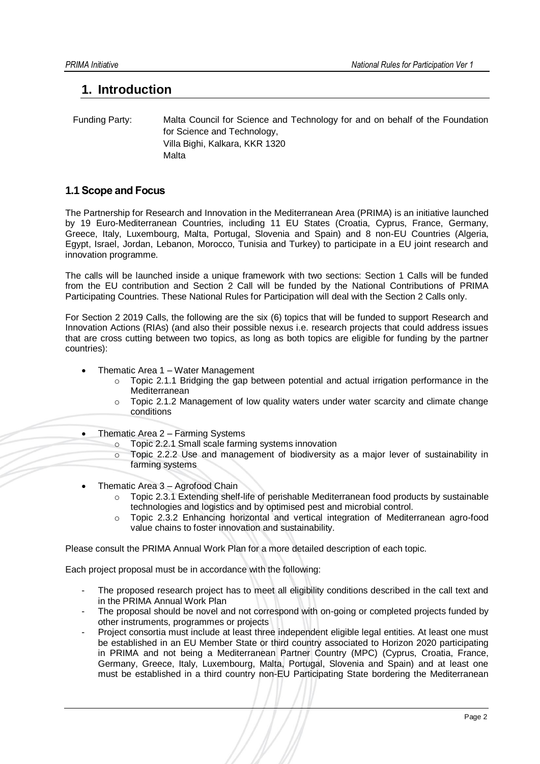# 1. Introduction

Funding Party: Malta Council for Science and Technology for and on behalf of the Foundation for Science and Technology,
Villa Bighi, Kalkara, KKR 1320
Malta

## 1.1 Scope and Focus

The Partnership for Research and Innovation in the Mediterranean Area (PRIMA) is an initiative launched by 19 Euro-Mediterranean Countries, including 11 EU States (Croatia, Cyprus, France, Germany, Greece, Italy, Luxembourg, Malta, Portugal, Slovenia and Spain) and 8 non-EU Countries (Algeria, Egypt, Israel, Jordan, Lebanon, Morocco, Tunisia and Turkey) to participate in a EU joint research and innovation programme.

The calls will be launched inside a unique framework with two sections: Section 1 Calls will be funded from the EU contribution and Section 2 Call will be funded by the National Contributions of PRIMA Participating Countries. These National Rules for Participation will deal with the Section 2 Calls only.

For Section 2 2019 Calls, the following are the six (6) topics that will be funded to support Research and Innovation Actions (RIAs) (and also their possible nexus i.e. research projects that could address issues that are cross cutting between two topics, as long as both topics are eligible for funding by the partner countries):

- Thematic Area 1 – Water Management
  - Topic 2.1.1 Bridging the gap between potential and actual irrigation performance in the Mediterranean
  - Topic 2.1.2 Management of low quality waters under water scarcity and climate change conditions
- Thematic Area 2 – Farming Systems
  - Topic 2.2.1 Small scale farming systems innovation
  - Topic 2.2.2 Use and management of biodiversity as a major lever of sustainability in farming systems
- Thematic Area 3 – Agrofood Chain
  - Topic 2.3.1 Extending shelf-life of perishable Mediterranean food products by sustainable technologies and logistics and by optimised pest and microbial control.
  - Topic 2.3.2 Enhancing horizontal and vertical integration of Mediterranean agro-food value chains to foster innovation and sustainability.

Please consult the PRIMA Annual Work Plan for a more detailed description of each topic.

Each project proposal must be in accordance with the following:

- The proposed research project has to meet all eligibility conditions described in the call text and in the PRIMA Annual Work Plan
- The proposal should be novel and not correspond with on-going or completed projects funded by other instruments, programmes or projects
- Project consortia must include at least three independent eligible legal entities. At least one must be established in an EU Member State or third country associated to Horizon 2020 participating in PRIMA and not being a Mediterranean Partner Country (MPC) (Cyprus, Croatia, France, Germany, Greece, Italy, Luxembourg, Malta, Portugal, Slovenia and Spain) and at least one must be established in a third country non-EU Participating State bordering the Mediterranean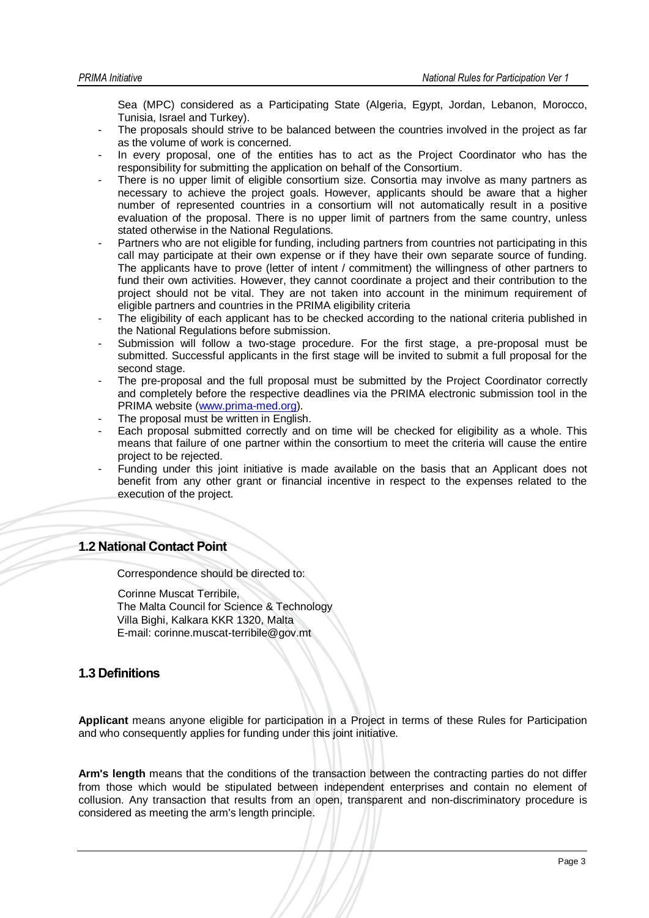Sea (MPC) considered as a Participating State (Algeria, Egypt, Jordan, Lebanon, Morocco, Tunisia, Israel and Turkey).

- The proposals should strive to be balanced between the countries involved in the project as far as the volume of work is concerned.
- In every proposal, one of the entities has to act as the Project Coordinator who has the responsibility for submitting the application on behalf of the Consortium.
- There is no upper limit of eligible consortium size. Consortia may involve as many partners as necessary to achieve the project goals. However, applicants should be aware that a higher number of represented countries in a consortium will not automatically result in a positive evaluation of the proposal. There is no upper limit of partners from the same country, unless stated otherwise in the National Regulations.
- Partners who are not eligible for funding, including partners from countries not participating in this call may participate at their own expense or if they have their own separate source of funding. The applicants have to prove (letter of intent / commitment) the willingness of other partners to fund their own activities. However, they cannot coordinate a project and their contribution to the project should not be vital. They are not taken into account in the minimum requirement of eligible partners and countries in the PRIMA eligibility criteria
- The eligibility of each applicant has to be checked according to the national criteria published in the National Regulations before submission.
- Submission will follow a two-stage procedure. For the first stage, a pre-proposal must be submitted. Successful applicants in the first stage will be invited to submit a full proposal for the second stage.
- The pre-proposal and the full proposal must be submitted by the Project Coordinator correctly and completely before the respective deadlines via the PRIMA electronic submission tool in the PRIMA website (www.prima-med.org).
- The proposal must be written in English.
- Each proposal submitted correctly and on time will be checked for eligibility as a whole. This means that failure of one partner within the consortium to meet the criteria will cause the entire project to be rejected.
- Funding under this joint initiative is made available on the basis that an Applicant does not benefit from any other grant or financial incentive in respect to the expenses related to the execution of the project.

## 1.2 National Contact Point

Correspondence should be directed to:

Corinne Muscat Terribile,
The Malta Council for Science & Technology
Villa Bighi, Kalkara KKR 1320, Malta
E-mail: corinne.muscat-terribile@gov.mt

## 1.3 Definitions

**Applicant** means anyone eligible for participation in a Project in terms of these Rules for Participation and who consequently applies for funding under this joint initiative.

**Arm's length** means that the conditions of the transaction between the contracting parties do not differ from those which would be stipulated between independent enterprises and contain no element of collusion. Any transaction that results from an open, transparent and non-discriminatory procedure is considered as meeting the arm's length principle.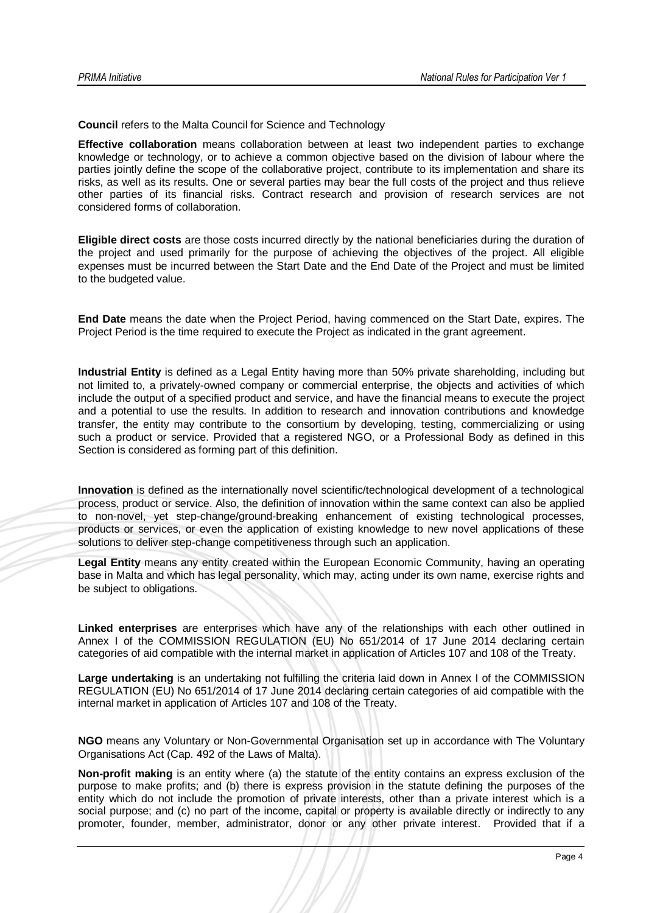**Council** refers to the Malta Council for Science and Technology

**Effective collaboration** means collaboration between at least two independent parties to exchange knowledge or technology, or to achieve a common objective based on the division of labour where the parties jointly define the scope of the collaborative project, contribute to its implementation and share its risks, as well as its results. One or several parties may bear the full costs of the project and thus relieve other parties of its financial risks. Contract research and provision of research services are not considered forms of collaboration.

**Eligible direct costs** are those costs incurred directly by the national beneficiaries during the duration of the project and used primarily for the purpose of achieving the objectives of the project. All eligible expenses must be incurred between the Start Date and the End Date of the Project and must be limited to the budgeted value.

**End Date** means the date when the Project Period, having commenced on the Start Date, expires. The Project Period is the time required to execute the Project as indicated in the grant agreement.

**Industrial Entity** is defined as a Legal Entity having more than 50% private shareholding, including but not limited to, a privately-owned company or commercial enterprise, the objects and activities of which include the output of a specified product and service, and have the financial means to execute the project and a potential to use the results. In addition to research and innovation contributions and knowledge transfer, the entity may contribute to the consortium by developing, testing, commercializing or using such a product or service. Provided that a registered NGO, or a Professional Body as defined in this Section is considered as forming part of this definition.

**Innovation** is defined as the internationally novel scientific/technological development of a technological process, product or service. Also, the definition of innovation within the same context can also be applied to non-novel, yet step-change/ground-breaking enhancement of existing technological processes, products or services, or even the application of existing knowledge to new novel applications of these solutions to deliver step-change competitiveness through such an application.

**Legal Entity** means any entity created within the European Economic Community, having an operating base in Malta and which has legal personality, which may, acting under its own name, exercise rights and be subject to obligations.

**Linked enterprises** are enterprises which have any of the relationships with each other outlined in Annex I of the COMMISSION REGULATION (EU) No 651/2014 of 17 June 2014 declaring certain categories of aid compatible with the internal market in application of Articles 107 and 108 of the Treaty.

**Large undertaking** is an undertaking not fulfilling the criteria laid down in Annex I of the COMMISSION REGULATION (EU) No 651/2014 of 17 June 2014 declaring certain categories of aid compatible with the internal market in application of Articles 107 and 108 of the Treaty.

**NGO** means any Voluntary or Non-Governmental Organisation set up in accordance with The Voluntary Organisations Act (Cap. 492 of the Laws of Malta).

**Non-profit making** is an entity where (a) the statute of the entity contains an express exclusion of the purpose to make profits; and (b) there is express provision in the statute defining the purposes of the entity which do not include the promotion of private interests, other than a private interest which is a social purpose; and (c) no part of the income, capital or property is available directly or indirectly to any promoter, founder, member, administrator, donor or any other private interest. Provided that if a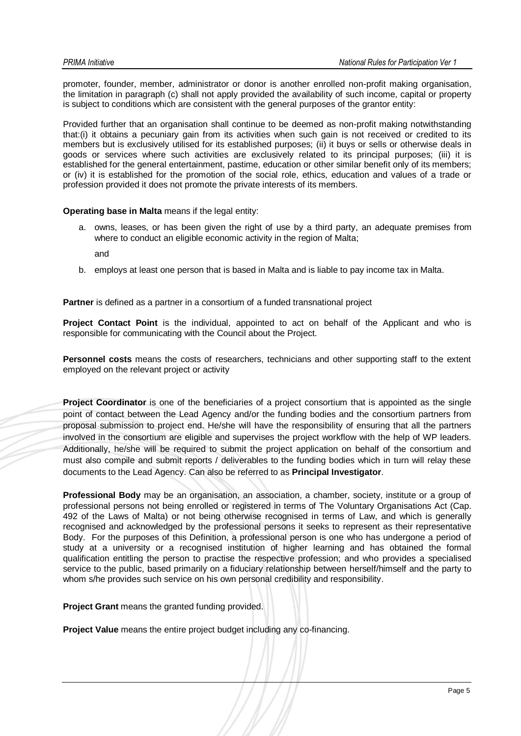promoter, founder, member, administrator or donor is another enrolled non-profit making organisation, the limitation in paragraph (c) shall not apply provided the availability of such income, capital or property is subject to conditions which are consistent with the general purposes of the grantor entity:

Provided further that an organisation shall continue to be deemed as non-profit making notwithstanding that:(i) it obtains a pecuniary gain from its activities when such gain is not received or credited to its members but is exclusively utilised for its established purposes; (ii) it buys or sells or otherwise deals in goods or services where such activities are exclusively related to its principal purposes; (iii) it is established for the general entertainment, pastime, education or other similar benefit only of its members; or (iv) it is established for the promotion of the social role, ethics, education and values of a trade or profession provided it does not promote the private interests of its members.

**Operating base in Malta** means if the legal entity:

a. owns, leases, or has been given the right of use by a third party, an adequate premises from where to conduct an eligible economic activity in the region of Malta;

   and

b. employs at least one person that is based in Malta and is liable to pay income tax in Malta.

**Partner** is defined as a partner in a consortium of a funded transnational project

**Project Contact Point** is the individual, appointed to act on behalf of the Applicant and who is responsible for communicating with the Council about the Project.

**Personnel costs** means the costs of researchers, technicians and other supporting staff to the extent employed on the relevant project or activity

**Project Coordinator** is one of the beneficiaries of a project consortium that is appointed as the single point of contact between the Lead Agency and/or the funding bodies and the consortium partners from proposal submission to project end. He/she will have the responsibility of ensuring that all the partners involved in the consortium are eligible and supervises the project workflow with the help of WP leaders. Additionally, he/she will be required to submit the project application on behalf of the consortium and must also compile and submit reports / deliverables to the funding bodies which in turn will relay these documents to the Lead Agency. Can also be referred to as **Principal Investigator**.

**Professional Body** may be an organisation, an association, a chamber, society, institute or a group of professional persons not being enrolled or registered in terms of The Voluntary Organisations Act (Cap. 492 of the Laws of Malta) or not being otherwise recognised in terms of Law, and which is generally recognised and acknowledged by the professional persons it seeks to represent as their representative Body. For the purposes of this Definition, a professional person is one who has undergone a period of study at a university or a recognised institution of higher learning and has obtained the formal qualification entitling the person to practise the respective profession; and who provides a specialised service to the public, based primarily on a fiduciary relationship between herself/himself and the party to whom s/he provides such service on his own personal credibility and responsibility.

**Project Grant** means the granted funding provided.

**Project Value** means the entire project budget including any co-financing.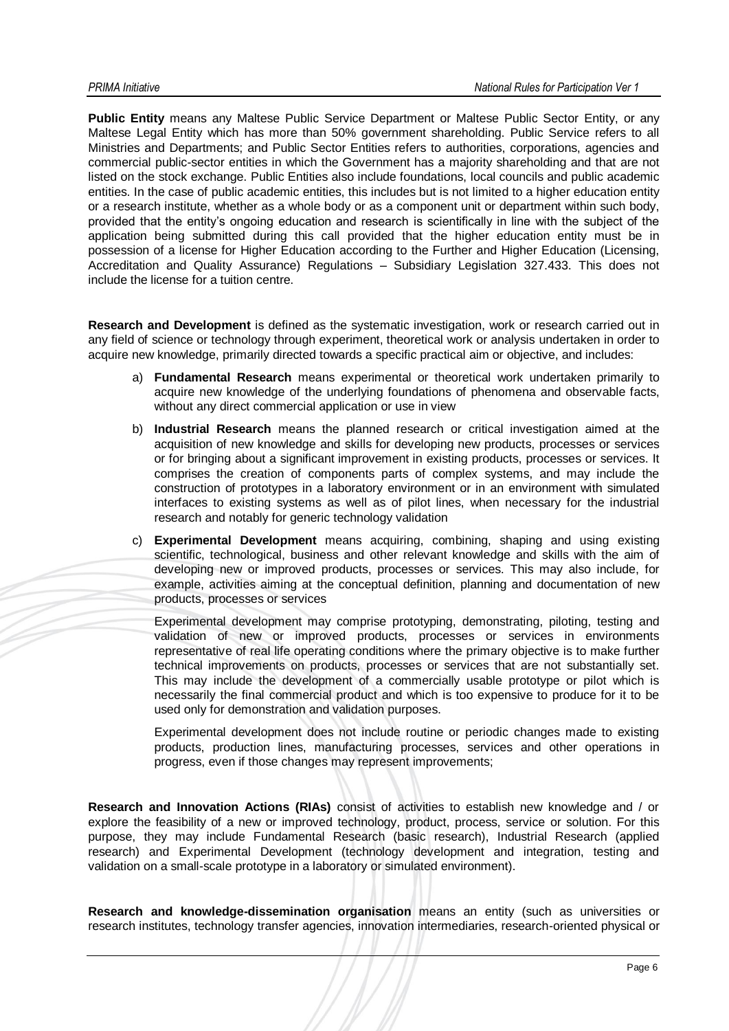**Public Entity** means any Maltese Public Service Department or Maltese Public Sector Entity, or any Maltese Legal Entity which has more than 50% government shareholding. Public Service refers to all Ministries and Departments; and Public Sector Entities refers to authorities, corporations, agencies and commercial public-sector entities in which the Government has a majority shareholding and that are not listed on the stock exchange. Public Entities also include foundations, local councils and public academic entities. In the case of public academic entities, this includes but is not limited to a higher education entity or a research institute, whether as a whole body or as a component unit or department within such body, provided that the entity's ongoing education and research is scientifically in line with the subject of the application being submitted during this call provided that the higher education entity must be in possession of a license for Higher Education according to the Further and Higher Education (Licensing, Accreditation and Quality Assurance) Regulations – Subsidiary Legislation 327.433. This does not include the license for a tuition centre.

**Research and Development** is defined as the systematic investigation, work or research carried out in any field of science or technology through experiment, theoretical work or analysis undertaken in order to acquire new knowledge, primarily directed towards a specific practical aim or objective, and includes:

a) **Fundamental Research** means experimental or theoretical work undertaken primarily to acquire new knowledge of the underlying foundations of phenomena and observable facts, without any direct commercial application or use in view

b) **Industrial Research** means the planned research or critical investigation aimed at the acquisition of new knowledge and skills for developing new products, processes or services or for bringing about a significant improvement in existing products, processes or services. It comprises the creation of components parts of complex systems, and may include the construction of prototypes in a laboratory environment or in an environment with simulated interfaces to existing systems as well as of pilot lines, when necessary for the industrial research and notably for generic technology validation

c) **Experimental Development** means acquiring, combining, shaping and using existing scientific, technological, business and other relevant knowledge and skills with the aim of developing new or improved products, processes or services. This may also include, for example, activities aiming at the conceptual definition, planning and documentation of new products, processes or services

   Experimental development may comprise prototyping, demonstrating, piloting, testing and validation of new or improved products, processes or services in environments representative of real life operating conditions where the primary objective is to make further technical improvements on products, processes or services that are not substantially set. This may include the development of a commercially usable prototype or pilot which is necessarily the final commercial product and which is too expensive to produce for it to be used only for demonstration and validation purposes.

   Experimental development does not include routine or periodic changes made to existing products, production lines, manufacturing processes, services and other operations in progress, even if those changes may represent improvements;

**Research and Innovation Actions (RIAs)** consist of activities to establish new knowledge and / or explore the feasibility of a new or improved technology, product, process, service or solution. For this purpose, they may include Fundamental Research (basic research), Industrial Research (applied research) and Experimental Development (technology development and integration, testing and validation on a small-scale prototype in a laboratory or simulated environment).

**Research and knowledge-dissemination organisation** means an entity (such as universities or research institutes, technology transfer agencies, innovation intermediaries, research-oriented physical or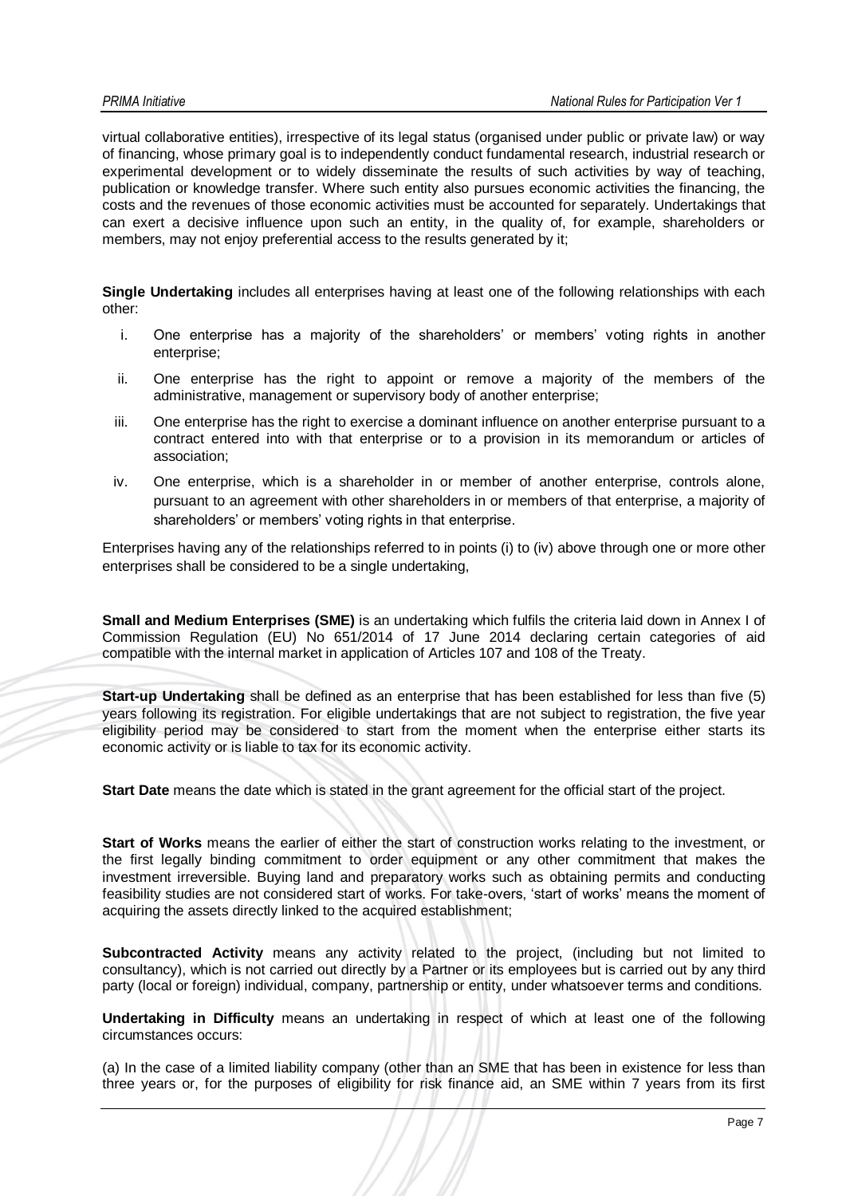virtual collaborative entities), irrespective of its legal status (organised under public or private law) or way of financing, whose primary goal is to independently conduct fundamental research, industrial research or experimental development or to widely disseminate the results of such activities by way of teaching, publication or knowledge transfer. Where such entity also pursues economic activities the financing, the costs and the revenues of those economic activities must be accounted for separately. Undertakings that can exert a decisive influence upon such an entity, in the quality of, for example, shareholders or members, may not enjoy preferential access to the results generated by it;

**Single Undertaking** includes all enterprises having at least one of the following relationships with each other:

i. One enterprise has a majority of the shareholders' or members' voting rights in another enterprise;

ii. One enterprise has the right to appoint or remove a majority of the members of the administrative, management or supervisory body of another enterprise;

iii. One enterprise has the right to exercise a dominant influence on another enterprise pursuant to a contract entered into with that enterprise or to a provision in its memorandum or articles of association;

iv. One enterprise, which is a shareholder in or member of another enterprise, controls alone, pursuant to an agreement with other shareholders in or members of that enterprise, a majority of shareholders' or members' voting rights in that enterprise.

Enterprises having any of the relationships referred to in points (i) to (iv) above through one or more other enterprises shall be considered to be a single undertaking,

**Small and Medium Enterprises (SME)** is an undertaking which fulfils the criteria laid down in Annex I of Commission Regulation (EU) No 651/2014 of 17 June 2014 declaring certain categories of aid compatible with the internal market in application of Articles 107 and 108 of the Treaty.

**Start-up Undertaking** shall be defined as an enterprise that has been established for less than five (5) years following its registration. For eligible undertakings that are not subject to registration, the five year eligibility period may be considered to start from the moment when the enterprise either starts its economic activity or is liable to tax for its economic activity.

**Start Date** means the date which is stated in the grant agreement for the official start of the project.

**Start of Works** means the earlier of either the start of construction works relating to the investment, or the first legally binding commitment to order equipment or any other commitment that makes the investment irreversible. Buying land and preparatory works such as obtaining permits and conducting feasibility studies are not considered start of works. For take-overs, 'start of works' means the moment of acquiring the assets directly linked to the acquired establishment;

**Subcontracted Activity** means any activity related to the project, (including but not limited to consultancy), which is not carried out directly by a Partner or its employees but is carried out by any third party (local or foreign) individual, company, partnership or entity, under whatsoever terms and conditions.

**Undertaking in Difficulty** means an undertaking in respect of which at least one of the following circumstances occurs:

(a) In the case of a limited liability company (other than an SME that has been in existence for less than three years or, for the purposes of eligibility for risk finance aid, an SME within 7 years from its first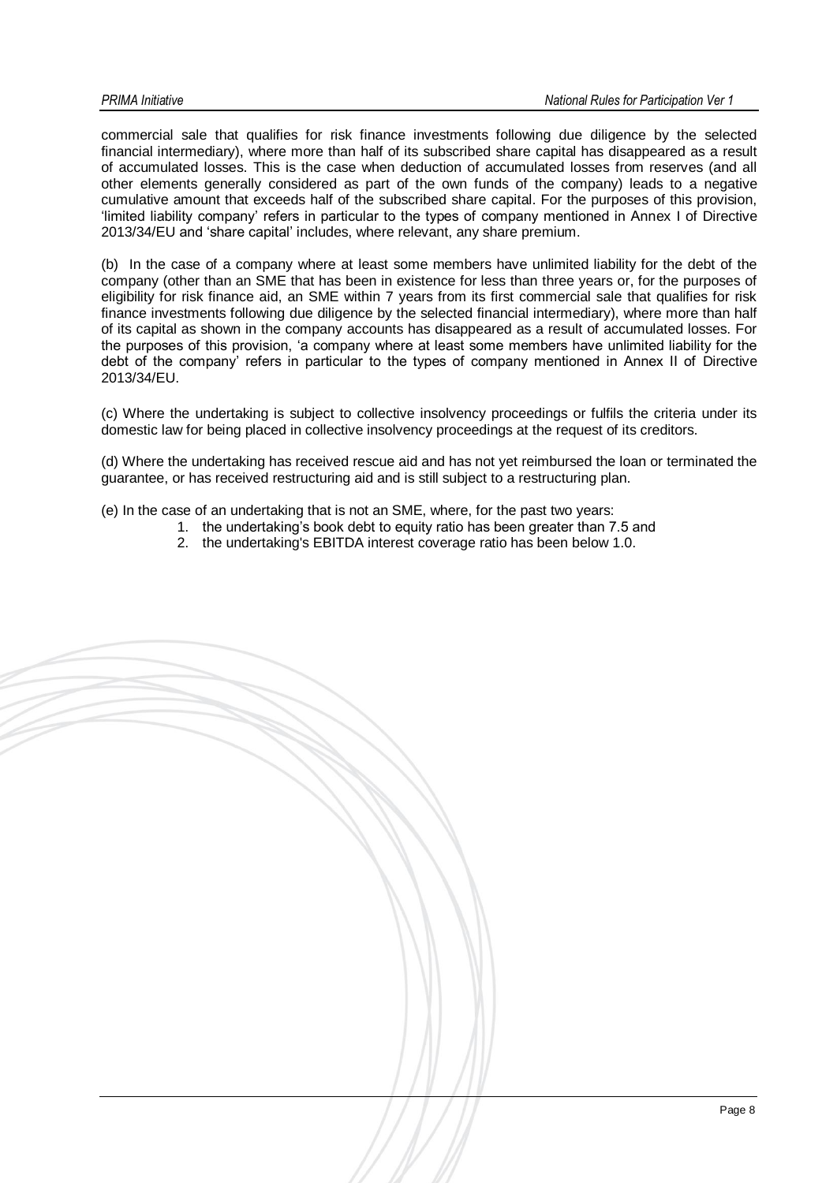commercial sale that qualifies for risk finance investments following due diligence by the selected financial intermediary), where more than half of its subscribed share capital has disappeared as a result of accumulated losses. This is the case when deduction of accumulated losses from reserves (and all other elements generally considered as part of the own funds of the company) leads to a negative cumulative amount that exceeds half of the subscribed share capital. For the purposes of this provision, 'limited liability company' refers in particular to the types of company mentioned in Annex I of Directive 2013/34/EU and 'share capital' includes, where relevant, any share premium.

(b) In the case of a company where at least some members have unlimited liability for the debt of the company (other than an SME that has been in existence for less than three years or, for the purposes of eligibility for risk finance aid, an SME within 7 years from its first commercial sale that qualifies for risk finance investments following due diligence by the selected financial intermediary), where more than half of its capital as shown in the company accounts has disappeared as a result of accumulated losses. For the purposes of this provision, 'a company where at least some members have unlimited liability for the debt of the company' refers in particular to the types of company mentioned in Annex II of Directive 2013/34/EU.

(c) Where the undertaking is subject to collective insolvency proceedings or fulfils the criteria under its domestic law for being placed in collective insolvency proceedings at the request of its creditors.

(d) Where the undertaking has received rescue aid and has not yet reimbursed the loan or terminated the guarantee, or has received restructuring aid and is still subject to a restructuring plan.

(e) In the case of an undertaking that is not an SME, where, for the past two years:

1. the undertaking's book debt to equity ratio has been greater than 7.5 and
2. the undertaking's EBITDA interest coverage ratio has been below 1.0.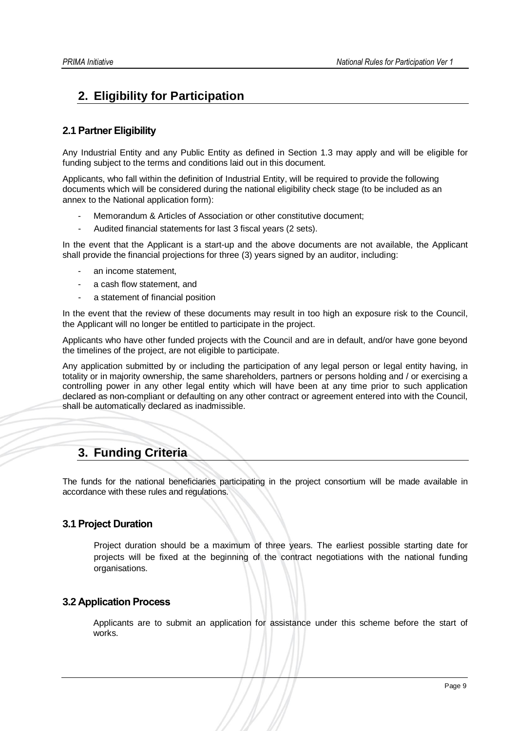## 2. Eligibility for Participation

### 2.1 Partner Eligibility

Any Industrial Entity and any Public Entity as defined in Section 1.3 may apply and will be eligible for funding subject to the terms and conditions laid out in this document.

Applicants, who fall within the definition of Industrial Entity, will be required to provide the following documents which will be considered during the national eligibility check stage (to be included as an annex to the National application form):

- Memorandum & Articles of Association or other constitutive document;
- Audited financial statements for last 3 fiscal years (2 sets).

In the event that the Applicant is a start-up and the above documents are not available, the Applicant shall provide the financial projections for three (3) years signed by an auditor, including:

- an income statement,
- a cash flow statement, and
- a statement of financial position

In the event that the review of these documents may result in too high an exposure risk to the Council, the Applicant will no longer be entitled to participate in the project.

Applicants who have other funded projects with the Council and are in default, and/or have gone beyond the timelines of the project, are not eligible to participate.

Any application submitted by or including the participation of any legal person or legal entity having, in totality or in majority ownership, the same shareholders, partners or persons holding and / or exercising a controlling power in any other legal entity which will have been at any time prior to such application declared as non-compliant or defaulting on any other contract or agreement entered into with the Council, shall be automatically declared as inadmissible.

## 3. Funding Criteria

The funds for the national beneficiaries participating in the project consortium will be made available in accordance with these rules and regulations.

### 3.1 Project Duration

Project duration should be a maximum of three years. The earliest possible starting date for projects will be fixed at the beginning of the contract negotiations with the national funding organisations.

### 3.2 Application Process

Applicants are to submit an application for assistance under this scheme before the start of works.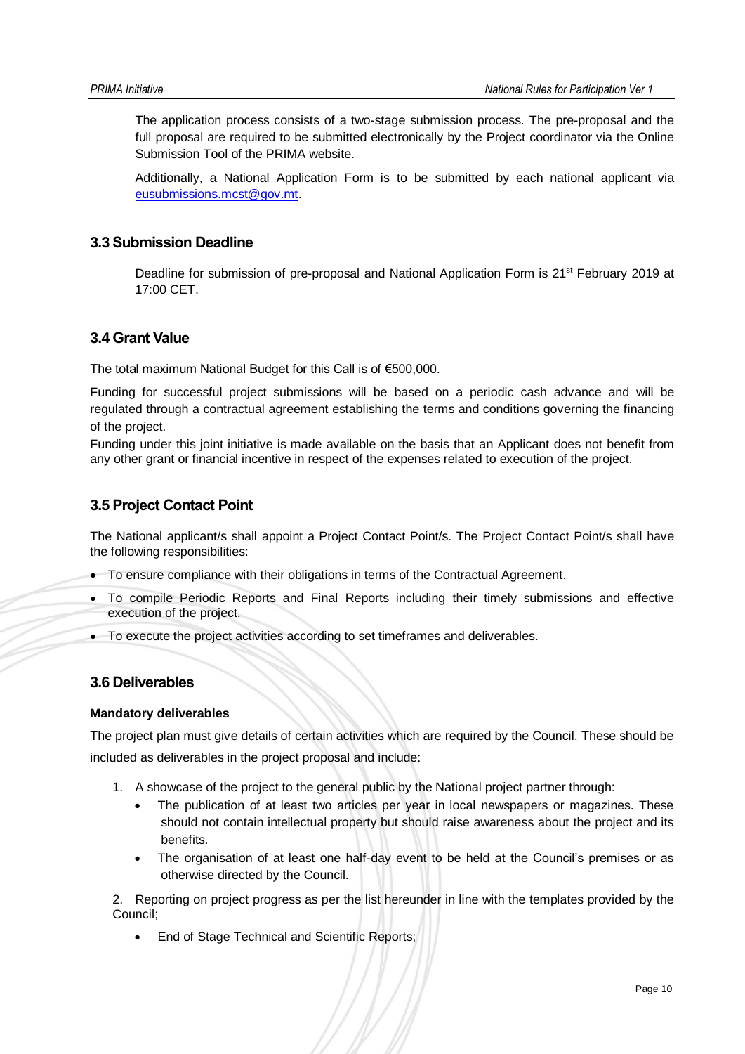The application process consists of a two-stage submission process. The pre-proposal and the full proposal are required to be submitted electronically by the Project coordinator via the Online Submission Tool of the PRIMA website.

Additionally, a National Application Form is to be submitted by each national applicant via eusubmissions.mcst@gov.mt.

## 3.3 Submission Deadline

Deadline for submission of pre-proposal and National Application Form is 21st February 2019 at 17:00 CET.

## 3.4 Grant Value

The total maximum National Budget for this Call is of €500,000.

Funding for successful project submissions will be based on a periodic cash advance and will be regulated through a contractual agreement establishing the terms and conditions governing the financing of the project.

Funding under this joint initiative is made available on the basis that an Applicant does not benefit from any other grant or financial incentive in respect of the expenses related to execution of the project.

## 3.5 Project Contact Point

The National applicant/s shall appoint a Project Contact Point/s. The Project Contact Point/s shall have the following responsibilities:

- To ensure compliance with their obligations in terms of the Contractual Agreement.
- To compile Periodic Reports and Final Reports including their timely submissions and effective execution of the project.
- To execute the project activities according to set timeframes and deliverables.

## 3.6 Deliverables

**Mandatory deliverables**

The project plan must give details of certain activities which are required by the Council. These should be included as deliverables in the project proposal and include:

1. A showcase of the project to the general public by the National project partner through:
   - The publication of at least two articles per year in local newspapers or magazines. These should not contain intellectual property but should raise awareness about the project and its benefits.
   - The organisation of at least one half-day event to be held at the Council's premises or as otherwise directed by the Council.
2. Reporting on project progress as per the list hereunder in line with the templates provided by the Council;
   - End of Stage Technical and Scientific Reports;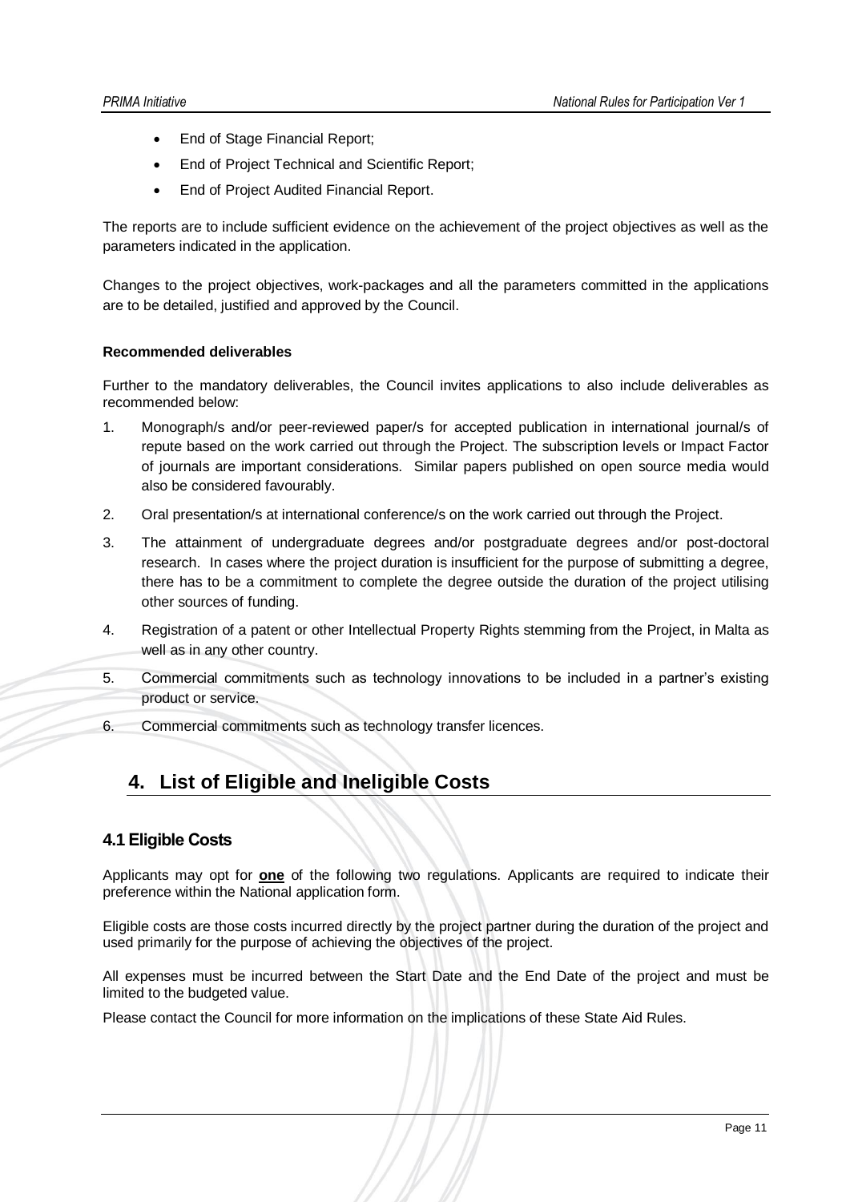- End of Stage Financial Report;
- End of Project Technical and Scientific Report;
- End of Project Audited Financial Report.

The reports are to include sufficient evidence on the achievement of the project objectives as well as the parameters indicated in the application.

Changes to the project objectives, work-packages and all the parameters committed in the applications are to be detailed, justified and approved by the Council.

**Recommended deliverables**

Further to the mandatory deliverables, the Council invites applications to also include deliverables as recommended below:

1. Monograph/s and/or peer-reviewed paper/s for accepted publication in international journal/s of repute based on the work carried out through the Project. The subscription levels or Impact Factor of journals are important considerations. Similar papers published on open source media would also be considered favourably.
2. Oral presentation/s at international conference/s on the work carried out through the Project.
3. The attainment of undergraduate degrees and/or postgraduate degrees and/or post-doctoral research. In cases where the project duration is insufficient for the purpose of submitting a degree, there has to be a commitment to complete the degree outside the duration of the project utilising other sources of funding.
4. Registration of a patent or other Intellectual Property Rights stemming from the Project, in Malta as well as in any other country.
5. Commercial commitments such as technology innovations to be included in a partner's existing product or service.
6. Commercial commitments such as technology transfer licences.

# 4. List of Eligible and Ineligible Costs

## 4.1 Eligible Costs

Applicants may opt for **<u>one</u>** of the following two regulations. Applicants are required to indicate their preference within the National application form.

Eligible costs are those costs incurred directly by the project partner during the duration of the project and used primarily for the purpose of achieving the objectives of the project.

All expenses must be incurred between the Start Date and the End Date of the project and must be limited to the budgeted value.

Please contact the Council for more information on the implications of these State Aid Rules.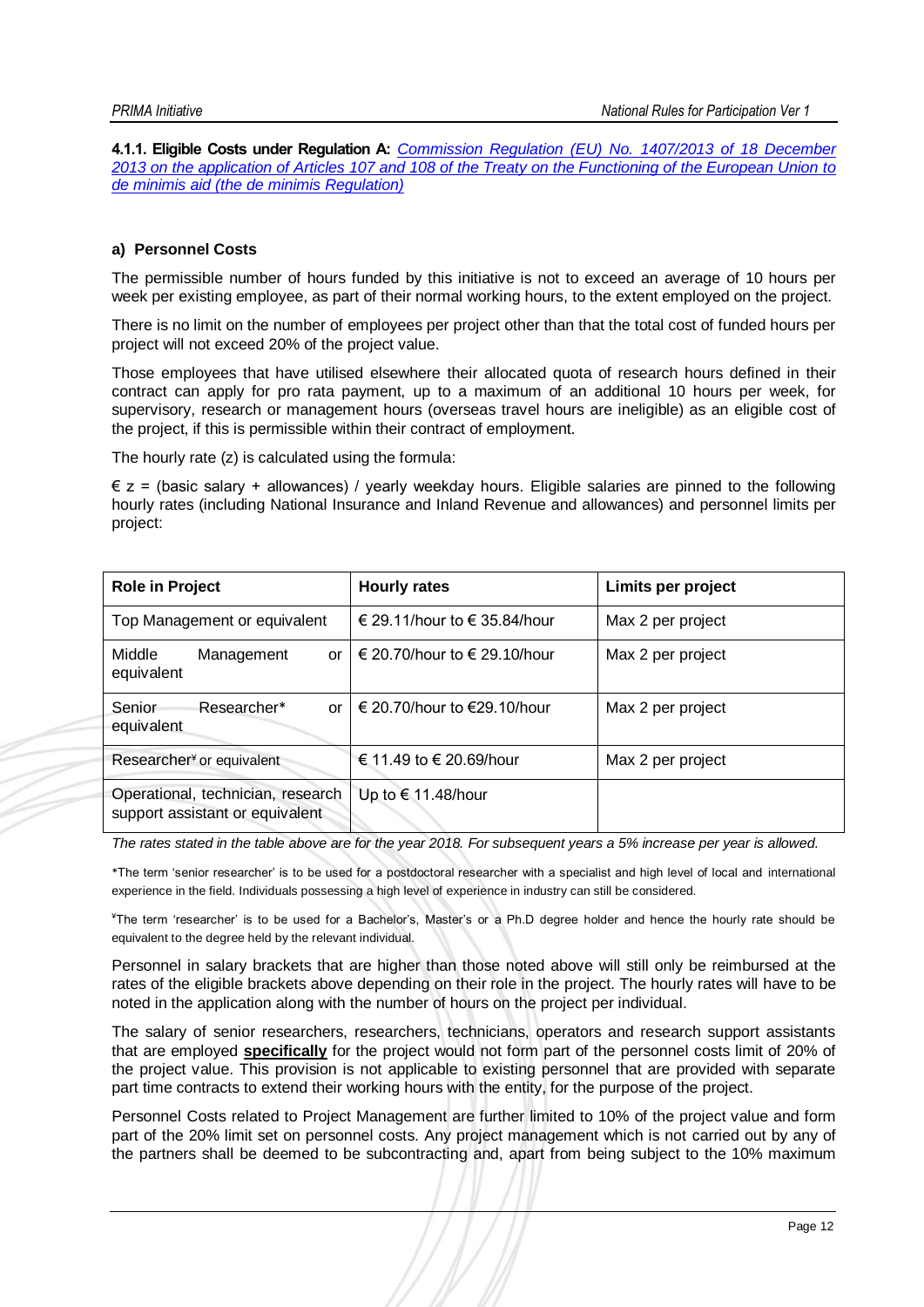**4.1.1. Eligible Costs under Regulation A:** *Commission Regulation (EU) No. 1407/2013 of 18 December 2013 on the application of Articles 107 and 108 of the Treaty on the Functioning of the European Union to de minimis aid (the de minimis Regulation)*

#### a) Personnel Costs

The permissible number of hours funded by this initiative is not to exceed an average of 10 hours per week per existing employee, as part of their normal working hours, to the extent employed on the project.

There is no limit on the number of employees per project other than that the total cost of funded hours per project will not exceed 20% of the project value.

Those employees that have utilised elsewhere their allocated quota of research hours defined in their contract can apply for pro rata payment, up to a maximum of an additional 10 hours per week, for supervisory, research or management hours (overseas travel hours are ineligible) as an eligible cost of the project, if this is permissible within their contract of employment.

The hourly rate (z) is calculated using the formula:

€ $z$ = (basic salary + allowances) / yearly weekday hours. Eligible salaries are pinned to the following hourly rates (including National Insurance and Inland Revenue and allowances) and personnel limits per project:

| Role in Project | Hourly rates | Limits per project |
|---|---|---|
| Top Management or equivalent | € 29.11/hour to € 35.84/hour | Max 2 per project |
| Middle Management or equivalent | € 20.70/hour to € 29.10/hour | Max 2 per project |
| Senior Researcher* or equivalent | € 20.70/hour to €29.10/hour | Max 2 per project |
| Researcher¥ or equivalent | € 11.49 to € 20.69/hour | Max 2 per project |
| Operational, technician, research support assistant or equivalent | Up to € 11.48/hour | |

*The rates stated in the table above are for the year 2018. For subsequent years a 5% increase per year is allowed.*

*The term 'senior researcher' is to be used for a postdoctoral researcher with a specialist and high level of local and international experience in the field. Individuals possessing a high level of experience in industry can still be considered.

¥The term 'researcher' is to be used for a Bachelor's, Master's or a Ph.D degree holder and hence the hourly rate should be equivalent to the degree held by the relevant individual.

Personnel in salary brackets that are higher than those noted above will still only be reimbursed at the rates of the eligible brackets above depending on their role in the project. The hourly rates will have to be noted in the application along with the number of hours on the project per individual.

The salary of senior researchers, researchers, technicians, operators and research support assistants that are employed **specifically** for the project would not form part of the personnel costs limit of 20% of the project value. This provision is not applicable to existing personnel that are provided with separate part time contracts to extend their working hours with the entity, for the purpose of the project.

Personnel Costs related to Project Management are further limited to 10% of the project value and form part of the 20% limit set on personnel costs. Any project management which is not carried out by any of the partners shall be deemed to be subcontracting and, apart from being subject to the 10% maximum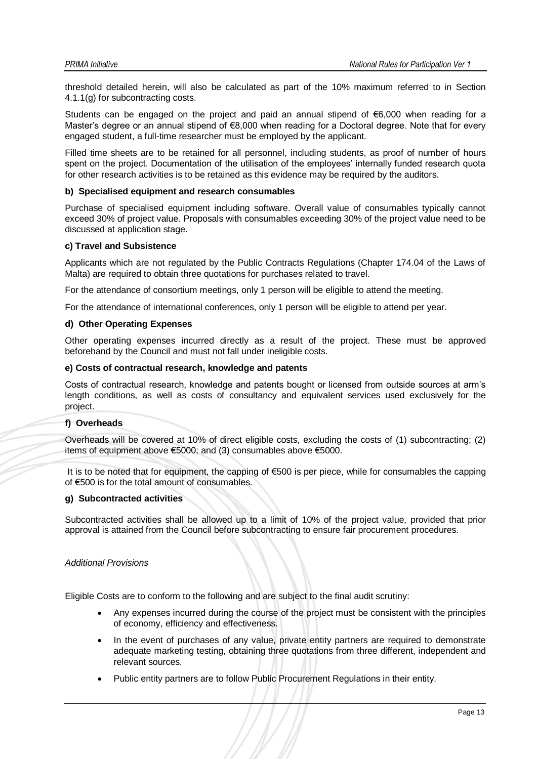threshold detailed herein, will also be calculated as part of the 10% maximum referred to in Section 4.1.1(g) for subcontracting costs.

Students can be engaged on the project and paid an annual stipend of €6,000 when reading for a Master's degree or an annual stipend of €8,000 when reading for a Doctoral degree. Note that for every engaged student, a full-time researcher must be employed by the applicant.

Filled time sheets are to be retained for all personnel, including students, as proof of number of hours spent on the project. Documentation of the utilisation of the employees' internally funded research quota for other research activities is to be retained as this evidence may be required by the auditors.

#### b) Specialised equipment and research consumables

Purchase of specialised equipment including software. Overall value of consumables typically cannot exceed 30% of project value. Proposals with consumables exceeding 30% of the project value need to be discussed at application stage.

#### c) Travel and Subsistence

Applicants which are not regulated by the Public Contracts Regulations (Chapter 174.04 of the Laws of Malta) are required to obtain three quotations for purchases related to travel.

For the attendance of consortium meetings, only 1 person will be eligible to attend the meeting.

For the attendance of international conferences, only 1 person will be eligible to attend per year.

#### d) Other Operating Expenses

Other operating expenses incurred directly as a result of the project. These must be approved beforehand by the Council and must not fall under ineligible costs.

#### e) Costs of contractual research, knowledge and patents

Costs of contractual research, knowledge and patents bought or licensed from outside sources at arm's length conditions, as well as costs of consultancy and equivalent services used exclusively for the project.

#### f) Overheads

Overheads will be covered at 10% of direct eligible costs, excluding the costs of (1) subcontracting; (2) items of equipment above €5000; and (3) consumables above €5000.

It is to be noted that for equipment, the capping of €500 is per piece, while for consumables the capping of €500 is for the total amount of consumables.

#### g) Subcontracted activities

Subcontracted activities shall be allowed up to a limit of 10% of the project value, provided that prior approval is attained from the Council before subcontracting to ensure fair procurement procedures.

*Additional Provisions*

Eligible Costs are to conform to the following and are subject to the final audit scrutiny:

- Any expenses incurred during the course of the project must be consistent with the principles of economy, efficiency and effectiveness.
- In the event of purchases of any value, private entity partners are required to demonstrate adequate marketing testing, obtaining three quotations from three different, independent and relevant sources.
- Public entity partners are to follow Public Procurement Regulations in their entity.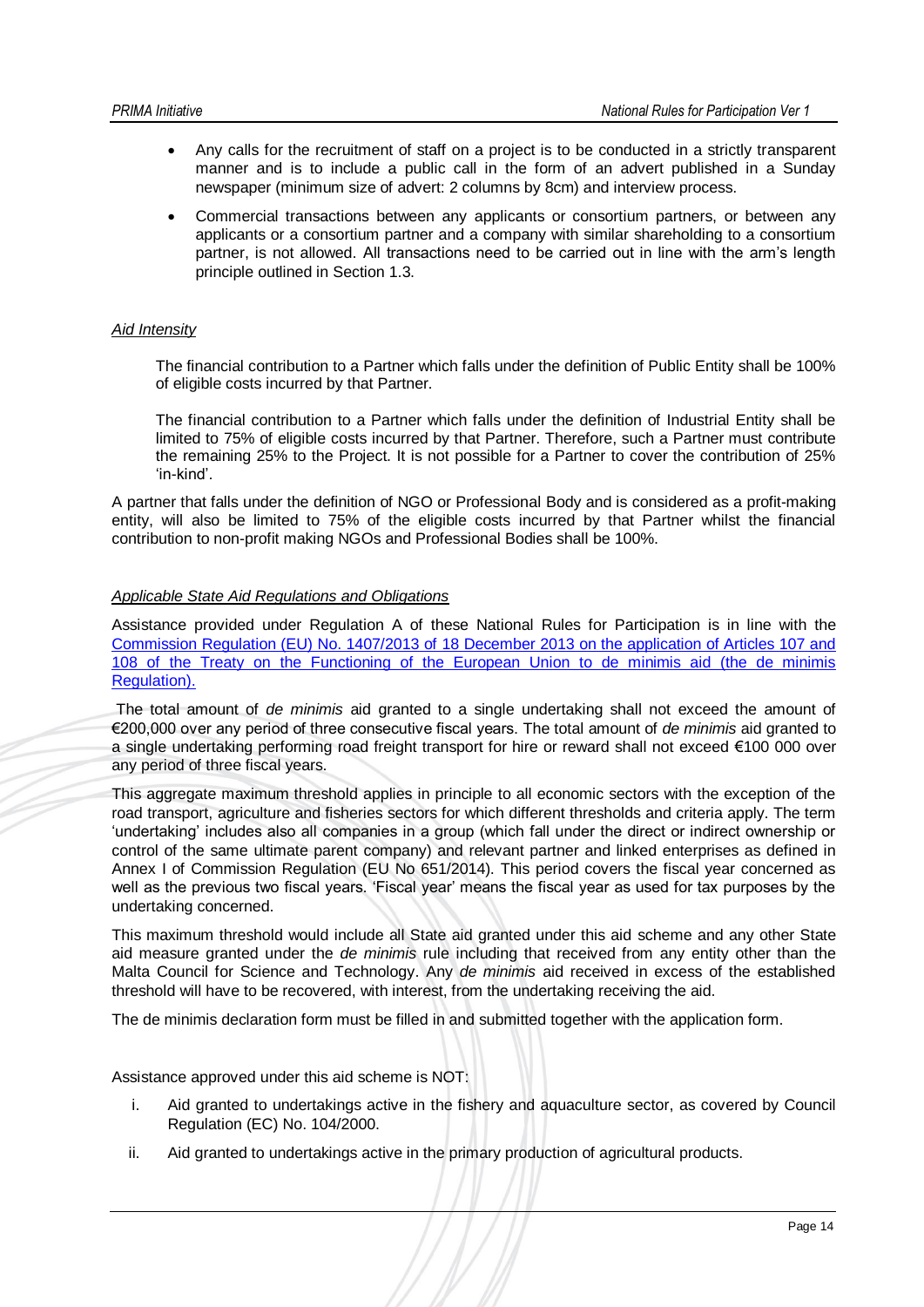- Any calls for the recruitment of staff on a project is to be conducted in a strictly transparent manner and is to include a public call in the form of an advert published in a Sunday newspaper (minimum size of advert: 2 columns by 8cm) and interview process.
- Commercial transactions between any applicants or consortium partners, or between any applicants or a consortium partner and a company with similar shareholding to a consortium partner, is not allowed. All transactions need to be carried out in line with the arm's length principle outlined in Section 1.3.

*Aid Intensity*

The financial contribution to a Partner which falls under the definition of Public Entity shall be 100% of eligible costs incurred by that Partner.

The financial contribution to a Partner which falls under the definition of Industrial Entity shall be limited to 75% of eligible costs incurred by that Partner. Therefore, such a Partner must contribute the remaining 25% to the Project. It is not possible for a Partner to cover the contribution of 25% 'in-kind'.

A partner that falls under the definition of NGO or Professional Body and is considered as a profit-making entity, will also be limited to 75% of the eligible costs incurred by that Partner whilst the financial contribution to non-profit making NGOs and Professional Bodies shall be 100%.

*Applicable State Aid Regulations and Obligations*

Assistance provided under Regulation A of these National Rules for Participation is in line with the Commission Regulation (EU) No. 1407/2013 of 18 December 2013 on the application of Articles 107 and 108 of the Treaty on the Functioning of the European Union to de minimis aid (the de minimis Regulation).

The total amount of *de minimis* aid granted to a single undertaking shall not exceed the amount of €200,000 over any period of three consecutive fiscal years. The total amount of *de minimis* aid granted to a single undertaking performing road freight transport for hire or reward shall not exceed €100 000 over any period of three fiscal years.

This aggregate maximum threshold applies in principle to all economic sectors with the exception of the road transport, agriculture and fisheries sectors for which different thresholds and criteria apply. The term 'undertaking' includes also all companies in a group (which fall under the direct or indirect ownership or control of the same ultimate parent company) and relevant partner and linked enterprises as defined in Annex I of Commission Regulation (EU No 651/2014). This period covers the fiscal year concerned as well as the previous two fiscal years. 'Fiscal year' means the fiscal year as used for tax purposes by the undertaking concerned.

This maximum threshold would include all State aid granted under this aid scheme and any other State aid measure granted under the *de minimis* rule including that received from any entity other than the Malta Council for Science and Technology. Any *de minimis* aid received in excess of the established threshold will have to be recovered, with interest, from the undertaking receiving the aid.

The de minimis declaration form must be filled in and submitted together with the application form.

Assistance approved under this aid scheme is NOT:

i. Aid granted to undertakings active in the fishery and aquaculture sector, as covered by Council Regulation (EC) No. 104/2000.
ii. Aid granted to undertakings active in the primary production of agricultural products.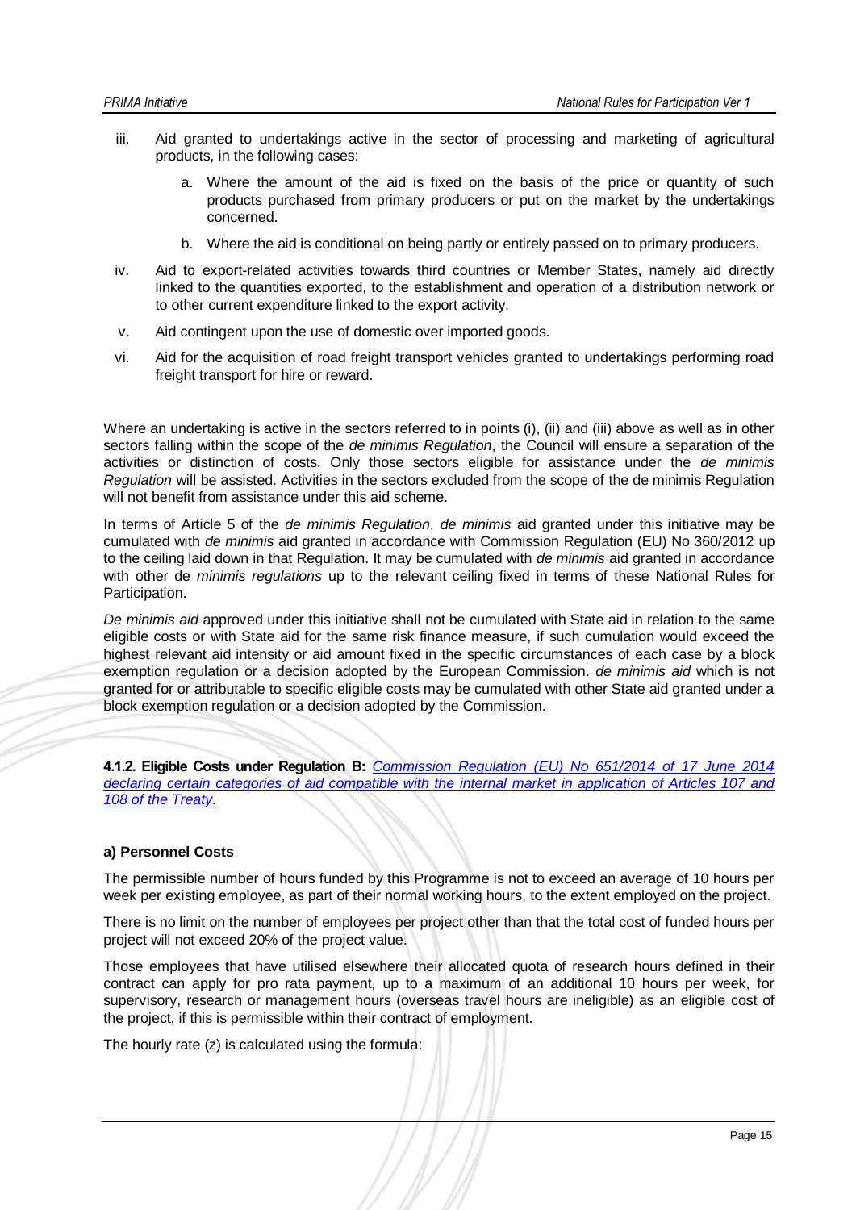iii. Aid granted to undertakings active in the sector of processing and marketing of agricultural products, in the following cases:

    a. Where the amount of the aid is fixed on the basis of the price or quantity of such products purchased from primary producers or put on the market by the undertakings concerned.

    b. Where the aid is conditional on being partly or entirely passed on to primary producers.

iv. Aid to export-related activities towards third countries or Member States, namely aid directly linked to the quantities exported, to the establishment and operation of a distribution network or to other current expenditure linked to the export activity.

v. Aid contingent upon the use of domestic over imported goods.

vi. Aid for the acquisition of road freight transport vehicles granted to undertakings performing road freight transport for hire or reward.

Where an undertaking is active in the sectors referred to in points (i), (ii) and (iii) above as well as in other sectors falling within the scope of the *de minimis Regulation*, the Council will ensure a separation of the activities or distinction of costs. Only those sectors eligible for assistance under the *de minimis Regulation* will be assisted. Activities in the sectors excluded from the scope of the de minimis Regulation will not benefit from assistance under this aid scheme.

In terms of Article 5 of the *de minimis Regulation*, *de minimis* aid granted under this initiative may be cumulated with *de minimis* aid granted in accordance with Commission Regulation (EU) No 360/2012 up to the ceiling laid down in that Regulation. It may be cumulated with *de minimis* aid granted in accordance with other de *minimis regulations* up to the relevant ceiling fixed in terms of these National Rules for Participation.

*De minimis aid* approved under this initiative shall not be cumulated with State aid in relation to the same eligible costs or with State aid for the same risk finance measure, if such cumulation would exceed the highest relevant aid intensity or aid amount fixed in the specific circumstances of each case by a block exemption regulation or a decision adopted by the European Commission. *de minimis aid* which is not granted for or attributable to specific eligible costs may be cumulated with other State aid granted under a block exemption regulation or a decision adopted by the Commission.

**4.1.2. Eligible Costs under Regulation B:** *Commission Regulation (EU) No 651/2014 of 17 June 2014 declaring certain categories of aid compatible with the internal market in application of Articles 107 and 108 of the Treaty.*

**a) Personnel Costs**

The permissible number of hours funded by this Programme is not to exceed an average of 10 hours per week per existing employee, as part of their normal working hours, to the extent employed on the project.

There is no limit on the number of employees per project other than that the total cost of funded hours per project will not exceed 20% of the project value.

Those employees that have utilised elsewhere their allocated quota of research hours defined in their contract can apply for pro rata payment, up to a maximum of an additional 10 hours per week, for supervisory, research or management hours (overseas travel hours are ineligible) as an eligible cost of the project, if this is permissible within their contract of employment.

The hourly rate (z) is calculated using the formula: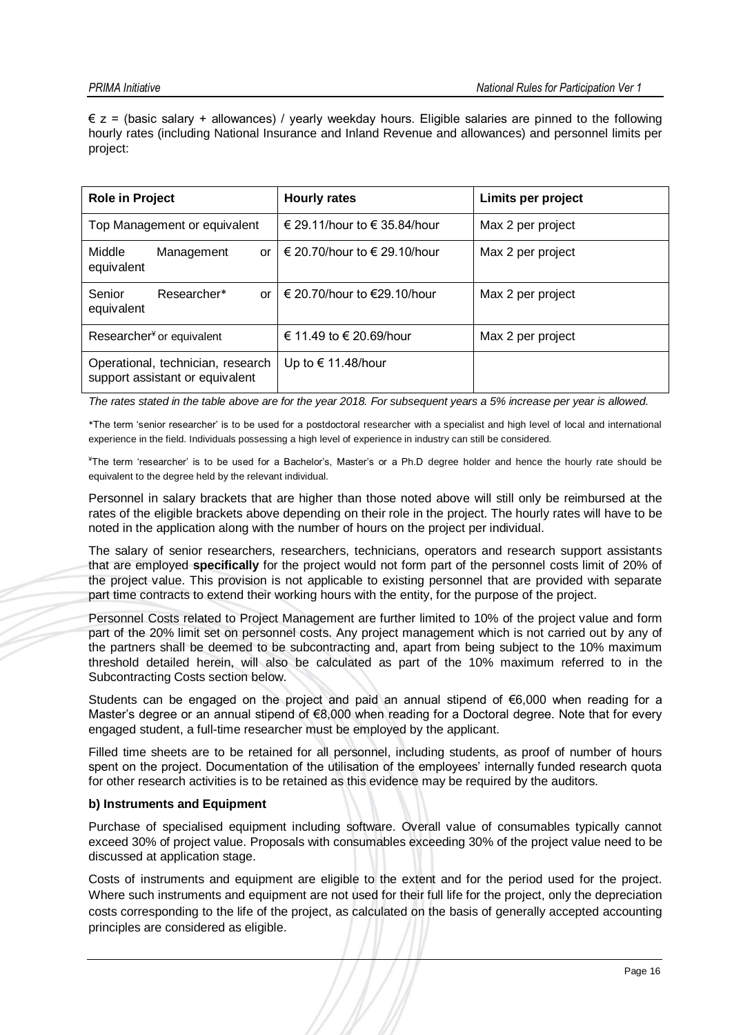€ z = (basic salary + allowances) / yearly weekday hours. Eligible salaries are pinned to the following hourly rates (including National Insurance and Inland Revenue and allowances) and personnel limits per project:

| Role in Project | Hourly rates | Limits per project |
|---|---|---|
| Top Management or equivalent | € 29.11/hour to € 35.84/hour | Max 2 per project |
| Middle Management or equivalent | € 20.70/hour to € 29.10/hour | Max 2 per project |
| Senior Researcher* or equivalent | € 20.70/hour to €29.10/hour | Max 2 per project |
| Researcher[¥] or equivalent | € 11.49 to € 20.69/hour | Max 2 per project |
| Operational, technician, research support assistant or equivalent | Up to € 11.48/hour | |

*The rates stated in the table above are for the year 2018. For subsequent years a 5% increase per year is allowed.*

*The term 'senior researcher' is to be used for a postdoctoral researcher with a specialist and high level of local and international experience in the field. Individuals possessing a high level of experience in industry can still be considered.

[¥]The term 'researcher' is to be used for a Bachelor's, Master's or a Ph.D degree holder and hence the hourly rate should be equivalent to the degree held by the relevant individual.

Personnel in salary brackets that are higher than those noted above will still only be reimbursed at the rates of the eligible brackets above depending on their role in the project. The hourly rates will have to be noted in the application along with the number of hours on the project per individual.

The salary of senior researchers, researchers, technicians, operators and research support assistants that are employed **specifically** for the project would not form part of the personnel costs limit of 20% of the project value. This provision is not applicable to existing personnel that are provided with separate part time contracts to extend their working hours with the entity, for the purpose of the project.

Personnel Costs related to Project Management are further limited to 10% of the project value and form part of the 20% limit set on personnel costs. Any project management which is not carried out by any of the partners shall be deemed to be subcontracting and, apart from being subject to the 10% maximum threshold detailed herein, will also be calculated as part of the 10% maximum referred to in the Subcontracting Costs section below.

Students can be engaged on the project and paid an annual stipend of €6,000 when reading for a Master's degree or an annual stipend of €8,000 when reading for a Doctoral degree. Note that for every engaged student, a full-time researcher must be employed by the applicant.

Filled time sheets are to be retained for all personnel, including students, as proof of number of hours spent on the project. Documentation of the utilisation of the employees' internally funded research quota for other research activities is to be retained as this evidence may be required by the auditors.

**b) Instruments and Equipment**

Purchase of specialised equipment including software. Overall value of consumables typically cannot exceed 30% of project value. Proposals with consumables exceeding 30% of the project value need to be discussed at application stage.

Costs of instruments and equipment are eligible to the extent and for the period used for the project. Where such instruments and equipment are not used for their full life for the project, only the depreciation costs corresponding to the life of the project, as calculated on the basis of generally accepted accounting principles are considered as eligible.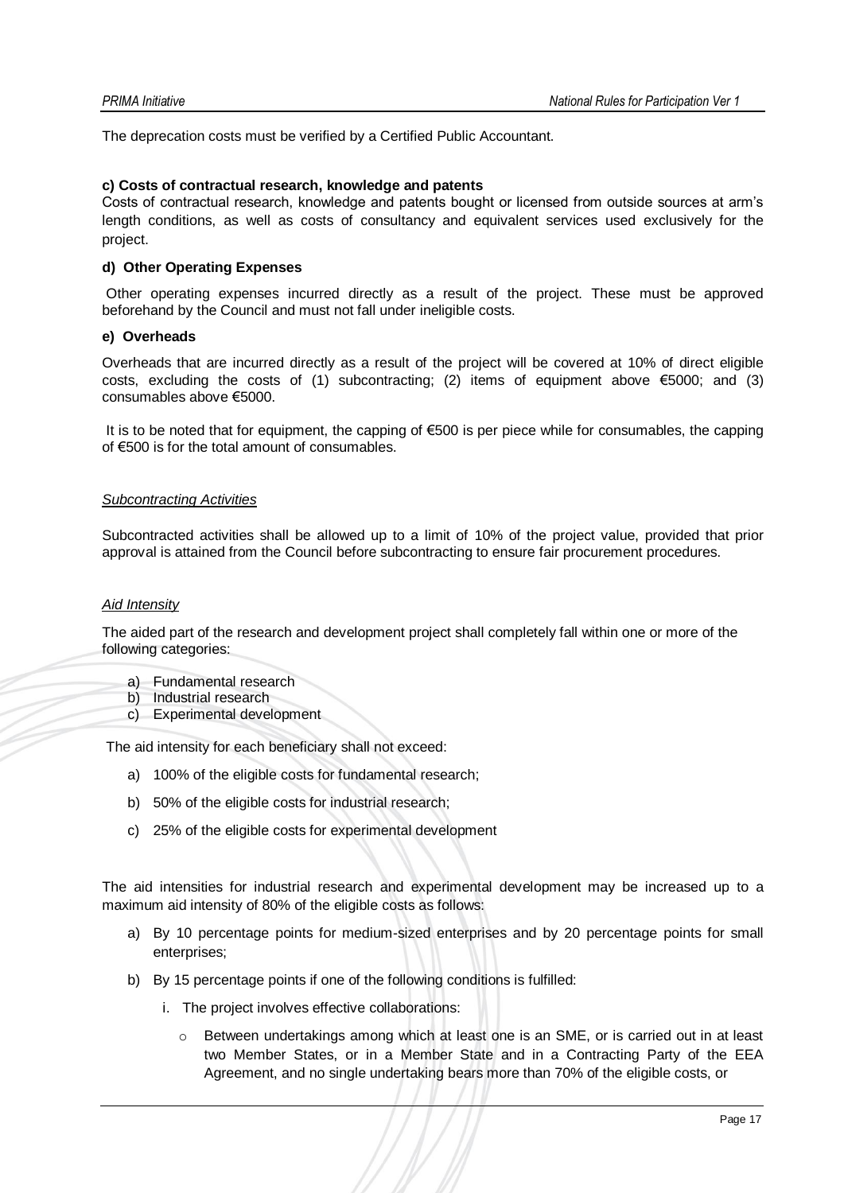The deprecation costs must be verified by a Certified Public Accountant.

**c) Costs of contractual research, knowledge and patents**

Costs of contractual research, knowledge and patents bought or licensed from outside sources at arm's length conditions, as well as costs of consultancy and equivalent services used exclusively for the project.

**d) Other Operating Expenses**

Other operating expenses incurred directly as a result of the project. These must be approved beforehand by the Council and must not fall under ineligible costs.

**e) Overheads**

Overheads that are incurred directly as a result of the project will be covered at 10% of direct eligible costs, excluding the costs of (1) subcontracting; (2) items of equipment above €5000; and (3) consumables above €5000.

It is to be noted that for equipment, the capping of €500 is per piece while for consumables, the capping of €500 is for the total amount of consumables.

*Subcontracting Activities*

Subcontracted activities shall be allowed up to a limit of 10% of the project value, provided that prior approval is attained from the Council before subcontracting to ensure fair procurement procedures.

*Aid Intensity*

The aided part of the research and development project shall completely fall within one or more of the following categories:

a) Fundamental research
b) Industrial research
c) Experimental development

The aid intensity for each beneficiary shall not exceed:

a) 100% of the eligible costs for fundamental research;
b) 50% of the eligible costs for industrial research;
c) 25% of the eligible costs for experimental development

The aid intensities for industrial research and experimental development may be increased up to a maximum aid intensity of 80% of the eligible costs as follows:

a) By 10 percentage points for medium-sized enterprises and by 20 percentage points for small enterprises;
b) By 15 percentage points if one of the following conditions is fulfilled:
   i. The project involves effective collaborations:
      - Between undertakings among which at least one is an SME, or is carried out in at least two Member States, or in a Member State and in a Contracting Party of the EEA Agreement, and no single undertaking bears more than 70% of the eligible costs, or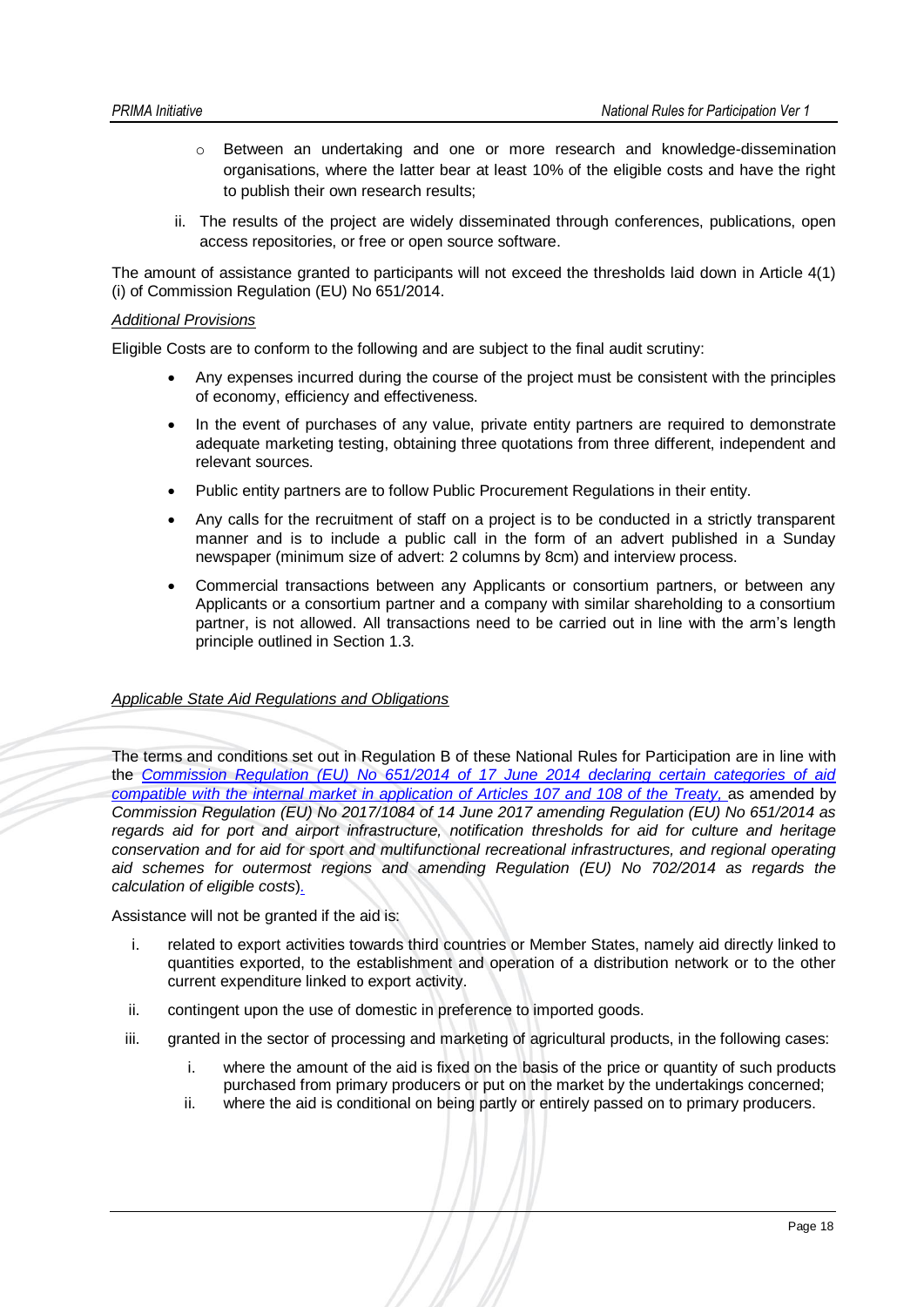- Between an undertaking and one or more research and knowledge-dissemination organisations, where the latter bear at least 10% of the eligible costs and have the right to publish their own research results;

ii. The results of the project are widely disseminated through conferences, publications, open access repositories, or free or open source software.

The amount of assistance granted to participants will not exceed the thresholds laid down in Article 4(1) (i) of Commission Regulation (EU) No 651/2014.

*Additional Provisions*

Eligible Costs are to conform to the following and are subject to the final audit scrutiny:

- Any expenses incurred during the course of the project must be consistent with the principles of economy, efficiency and effectiveness.
- In the event of purchases of any value, private entity partners are required to demonstrate adequate marketing testing, obtaining three quotations from three different, independent and relevant sources.
- Public entity partners are to follow Public Procurement Regulations in their entity.
- Any calls for the recruitment of staff on a project is to be conducted in a strictly transparent manner and is to include a public call in the form of an advert published in a Sunday newspaper (minimum size of advert: 2 columns by 8cm) and interview process.
- Commercial transactions between any Applicants or consortium partners, or between any Applicants or a consortium partner and a company with similar shareholding to a consortium partner, is not allowed. All transactions need to be carried out in line with the arm's length principle outlined in Section 1.3.

*Applicable State Aid Regulations and Obligations*

The terms and conditions set out in Regulation B of these National Rules for Participation are in line with the *Commission Regulation (EU) No 651/2014 of 17 June 2014 declaring certain categories of aid compatible with the internal market in application of Articles 107 and 108 of the Treaty,* as amended by *Commission Regulation (EU) No 2017/1084 of 14 June 2017 amending Regulation (EU) No 651/2014 as regards aid for port and airport infrastructure, notification thresholds for aid for culture and heritage conservation and for aid for sport and multifunctional recreational infrastructures, and regional operating aid schemes for outermost regions and amending Regulation (EU) No 702/2014 as regards the calculation of eligible costs*).

Assistance will not be granted if the aid is:

i. related to export activities towards third countries or Member States, namely aid directly linked to quantities exported, to the establishment and operation of a distribution network or to the other current expenditure linked to export activity.

ii. contingent upon the use of domestic in preference to imported goods.

iii. granted in the sector of processing and marketing of agricultural products, in the following cases:

   i. where the amount of the aid is fixed on the basis of the price or quantity of such products purchased from primary producers or put on the market by the undertakings concerned;

   ii. where the aid is conditional on being partly or entirely passed on to primary producers.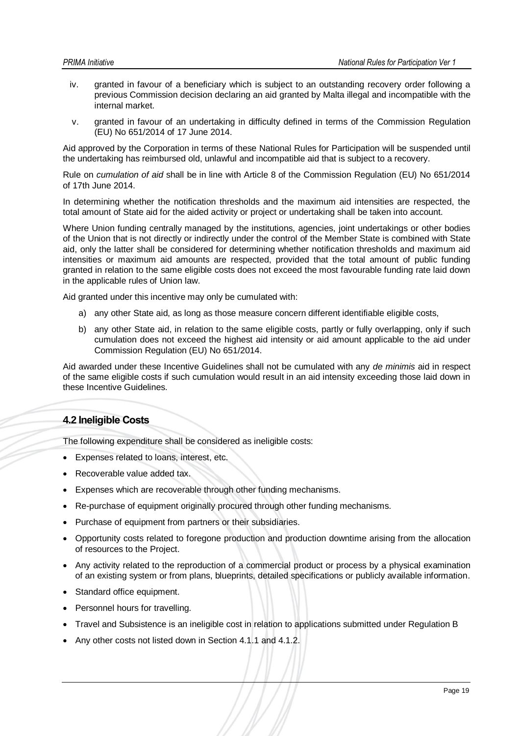iv. granted in favour of a beneficiary which is subject to an outstanding recovery order following a previous Commission decision declaring an aid granted by Malta illegal and incompatible with the internal market.

v. granted in favour of an undertaking in difficulty defined in terms of the Commission Regulation (EU) No 651/2014 of 17 June 2014.

Aid approved by the Corporation in terms of these National Rules for Participation will be suspended until the undertaking has reimbursed old, unlawful and incompatible aid that is subject to a recovery.

Rule on *cumulation of aid* shall be in line with Article 8 of the Commission Regulation (EU) No 651/2014 of 17th June 2014.

In determining whether the notification thresholds and the maximum aid intensities are respected, the total amount of State aid for the aided activity or project or undertaking shall be taken into account.

Where Union funding centrally managed by the institutions, agencies, joint undertakings or other bodies of the Union that is not directly or indirectly under the control of the Member State is combined with State aid, only the latter shall be considered for determining whether notification thresholds and maximum aid intensities or maximum aid amounts are respected, provided that the total amount of public funding granted in relation to the same eligible costs does not exceed the most favourable funding rate laid down in the applicable rules of Union law.

Aid granted under this incentive may only be cumulated with:

a) any other State aid, as long as those measure concern different identifiable eligible costs,

b) any other State aid, in relation to the same eligible costs, partly or fully overlapping, only if such cumulation does not exceed the highest aid intensity or aid amount applicable to the aid under Commission Regulation (EU) No 651/2014.

Aid awarded under these Incentive Guidelines shall not be cumulated with any *de minimis* aid in respect of the same eligible costs if such cumulation would result in an aid intensity exceeding those laid down in these Incentive Guidelines.

## 4.2 Ineligible Costs

The following expenditure shall be considered as ineligible costs:

- Expenses related to loans, interest, etc.
- Recoverable value added tax.
- Expenses which are recoverable through other funding mechanisms.
- Re-purchase of equipment originally procured through other funding mechanisms.
- Purchase of equipment from partners or their subsidiaries.
- Opportunity costs related to foregone production and production downtime arising from the allocation of resources to the Project.
- Any activity related to the reproduction of a commercial product or process by a physical examination of an existing system or from plans, blueprints, detailed specifications or publicly available information.
- Standard office equipment.
- Personnel hours for travelling.
- Travel and Subsistence is an ineligible cost in relation to applications submitted under Regulation B
- Any other costs not listed down in Section 4.1.1 and 4.1.2.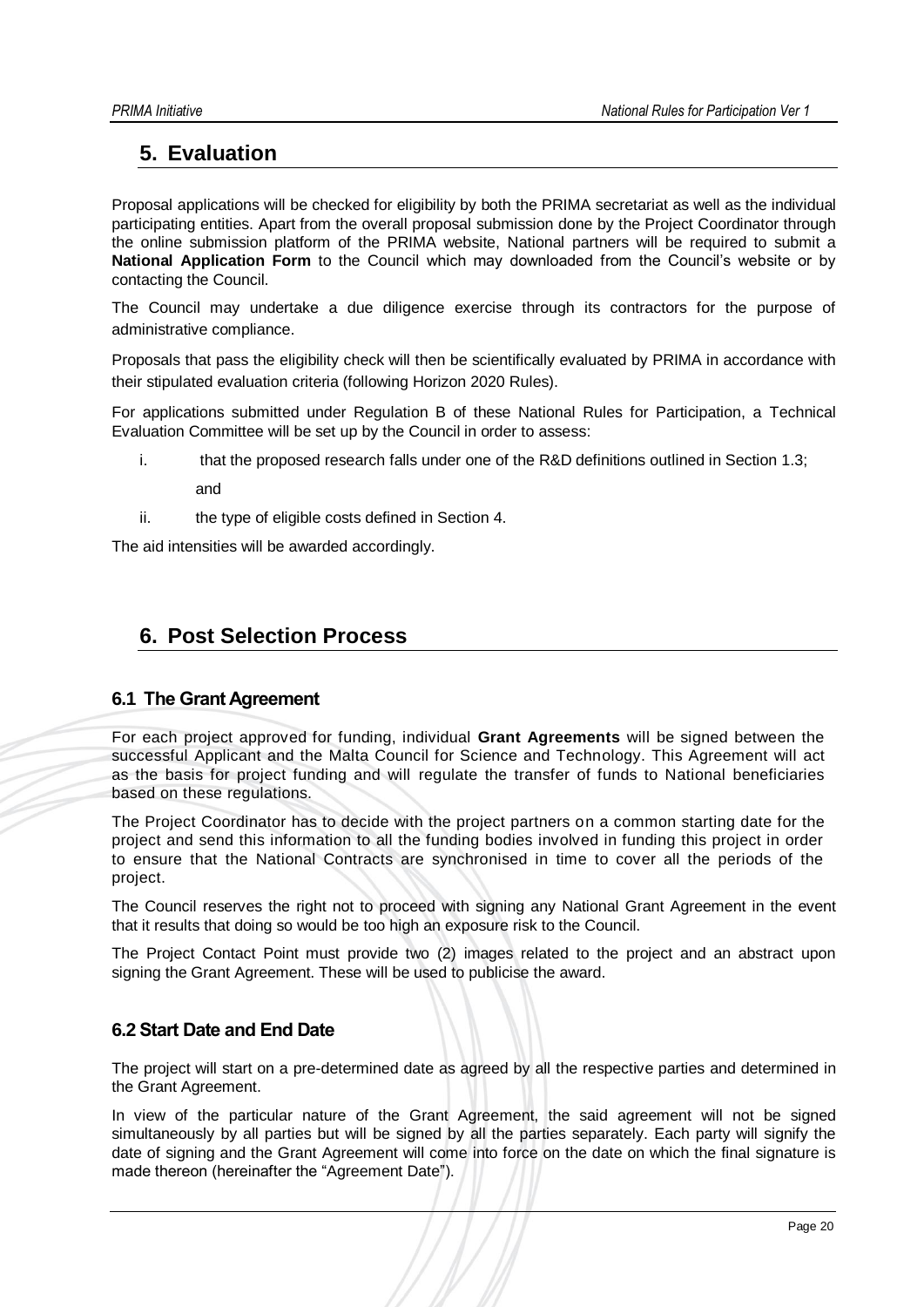# 5. Evaluation

Proposal applications will be checked for eligibility by both the PRIMA secretariat as well as the individual participating entities. Apart from the overall proposal submission done by the Project Coordinator through the online submission platform of the PRIMA website, National partners will be required to submit a **National Application Form** to the Council which may downloaded from the Council's website or by contacting the Council.

The Council may undertake a due diligence exercise through its contractors for the purpose of administrative compliance.

Proposals that pass the eligibility check will then be scientifically evaluated by PRIMA in accordance with their stipulated evaluation criteria (following Horizon 2020 Rules).

For applications submitted under Regulation B of these National Rules for Participation, a Technical Evaluation Committee will be set up by the Council in order to assess:

i. that the proposed research falls under one of the R&D definitions outlined in Section 1.3;

   and

ii. the type of eligible costs defined in Section 4.

The aid intensities will be awarded accordingly.

# 6. Post Selection Process

## 6.1 The Grant Agreement

For each project approved for funding, individual **Grant Agreements** will be signed between the successful Applicant and the Malta Council for Science and Technology. This Agreement will act as the basis for project funding and will regulate the transfer of funds to National beneficiaries based on these regulations.

The Project Coordinator has to decide with the project partners on a common starting date for the project and send this information to all the funding bodies involved in funding this project in order to ensure that the National Contracts are synchronised in time to cover all the periods of the project.

The Council reserves the right not to proceed with signing any National Grant Agreement in the event that it results that doing so would be too high an exposure risk to the Council.

The Project Contact Point must provide two (2) images related to the project and an abstract upon signing the Grant Agreement. These will be used to publicise the award.

## 6.2 Start Date and End Date

The project will start on a pre-determined date as agreed by all the respective parties and determined in the Grant Agreement.

In view of the particular nature of the Grant Agreement, the said agreement will not be signed simultaneously by all parties but will be signed by all the parties separately. Each party will signify the date of signing and the Grant Agreement will come into force on the date on which the final signature is made thereon (hereinafter the "Agreement Date").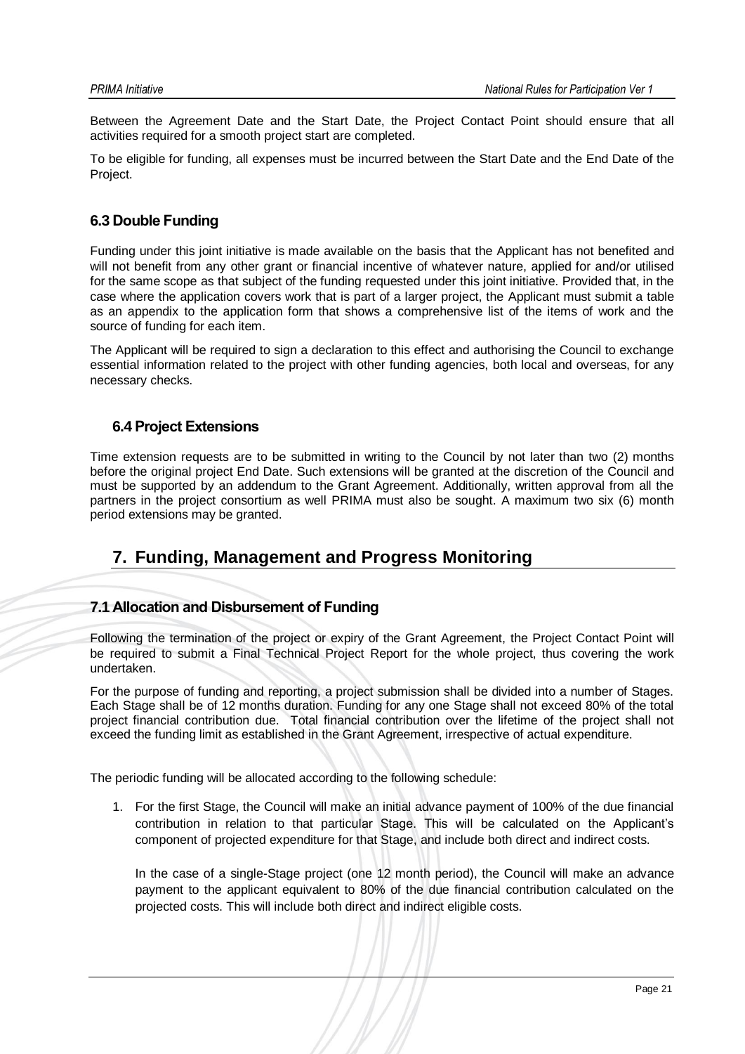Between the Agreement Date and the Start Date, the Project Contact Point should ensure that all activities required for a smooth project start are completed.

To be eligible for funding, all expenses must be incurred between the Start Date and the End Date of the Project.

### 6.3 Double Funding

Funding under this joint initiative is made available on the basis that the Applicant has not benefited and will not benefit from any other grant or financial incentive of whatever nature, applied for and/or utilised for the same scope as that subject of the funding requested under this joint initiative. Provided that, in the case where the application covers work that is part of a larger project, the Applicant must submit a table as an appendix to the application form that shows a comprehensive list of the items of work and the source of funding for each item.

The Applicant will be required to sign a declaration to this effect and authorising the Council to exchange essential information related to the project with other funding agencies, both local and overseas, for any necessary checks.

### 6.4 Project Extensions

Time extension requests are to be submitted in writing to the Council by not later than two (2) months before the original project End Date. Such extensions will be granted at the discretion of the Council and must be supported by an addendum to the Grant Agreement. Additionally, written approval from all the partners in the project consortium as well PRIMA must also be sought. A maximum two six (6) month period extensions may be granted.

## 7. Funding, Management and Progress Monitoring

### 7.1 Allocation and Disbursement of Funding

Following the termination of the project or expiry of the Grant Agreement, the Project Contact Point will be required to submit a Final Technical Project Report for the whole project, thus covering the work undertaken.

For the purpose of funding and reporting, a project submission shall be divided into a number of Stages. Each Stage shall be of 12 months duration. Funding for any one Stage shall not exceed 80% of the total project financial contribution due. Total financial contribution over the lifetime of the project shall not exceed the funding limit as established in the Grant Agreement, irrespective of actual expenditure.

The periodic funding will be allocated according to the following schedule:

1. For the first Stage, the Council will make an initial advance payment of 100% of the due financial contribution in relation to that particular Stage. This will be calculated on the Applicant's component of projected expenditure for that Stage, and include both direct and indirect costs.

   In the case of a single-Stage project (one 12 month period), the Council will make an advance payment to the applicant equivalent to 80% of the due financial contribution calculated on the projected costs. This will include both direct and indirect eligible costs.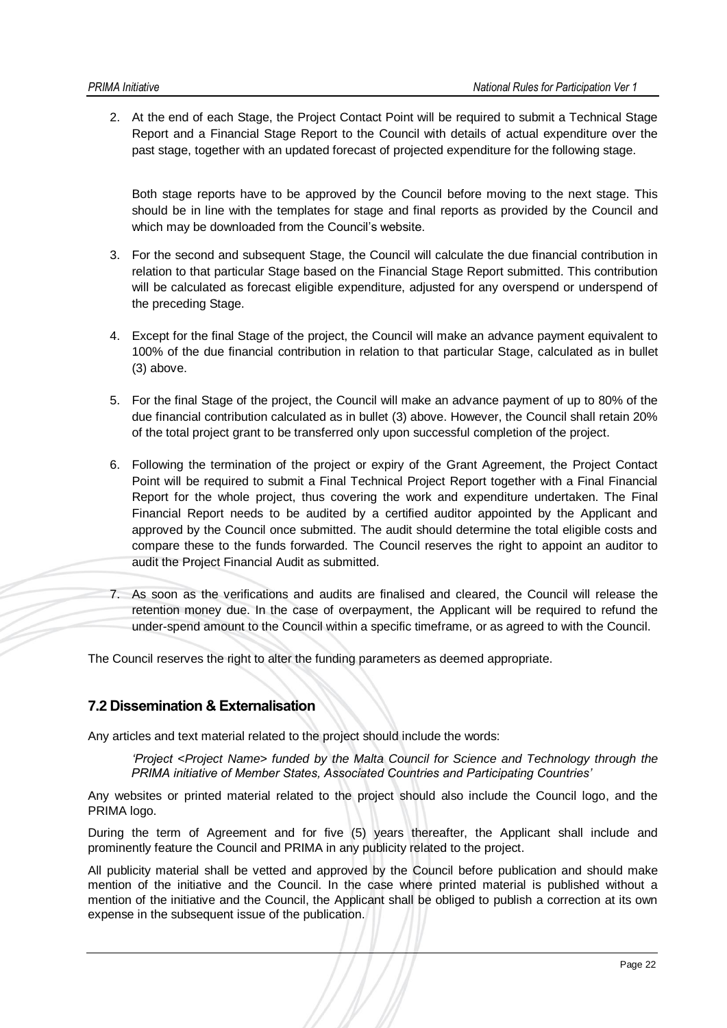2. At the end of each Stage, the Project Contact Point will be required to submit a Technical Stage Report and a Financial Stage Report to the Council with details of actual expenditure over the past stage, together with an updated forecast of projected expenditure for the following stage.

   Both stage reports have to be approved by the Council before moving to the next stage. This should be in line with the templates for stage and final reports as provided by the Council and which may be downloaded from the Council's website.

3. For the second and subsequent Stage, the Council will calculate the due financial contribution in relation to that particular Stage based on the Financial Stage Report submitted. This contribution will be calculated as forecast eligible expenditure, adjusted for any overspend or underspend of the preceding Stage.

4. Except for the final Stage of the project, the Council will make an advance payment equivalent to 100% of the due financial contribution in relation to that particular Stage, calculated as in bullet (3) above.

5. For the final Stage of the project, the Council will make an advance payment of up to 80% of the due financial contribution calculated as in bullet (3) above. However, the Council shall retain 20% of the total project grant to be transferred only upon successful completion of the project.

6. Following the termination of the project or expiry of the Grant Agreement, the Project Contact Point will be required to submit a Final Technical Project Report together with a Final Financial Report for the whole project, thus covering the work and expenditure undertaken. The Final Financial Report needs to be audited by a certified auditor appointed by the Applicant and approved by the Council once submitted. The audit should determine the total eligible costs and compare these to the funds forwarded. The Council reserves the right to appoint an auditor to audit the Project Financial Audit as submitted.

7. As soon as the verifications and audits are finalised and cleared, the Council will release the retention money due. In the case of overpayment, the Applicant will be required to refund the under-spend amount to the Council within a specific timeframe, or as agreed to with the Council.

The Council reserves the right to alter the funding parameters as deemed appropriate.

## 7.2 Dissemination & Externalisation

Any articles and text material related to the project should include the words:

> *'Project <Project Name> funded by the Malta Council for Science and Technology through the PRIMA initiative of Member States, Associated Countries and Participating Countries'*

Any websites or printed material related to the project should also include the Council logo, and the PRIMA logo.

During the term of Agreement and for five (5) years thereafter, the Applicant shall include and prominently feature the Council and PRIMA in any publicity related to the project.

All publicity material shall be vetted and approved by the Council before publication and should make mention of the initiative and the Council. In the case where printed material is published without a mention of the initiative and the Council, the Applicant shall be obliged to publish a correction at its own expense in the subsequent issue of the publication.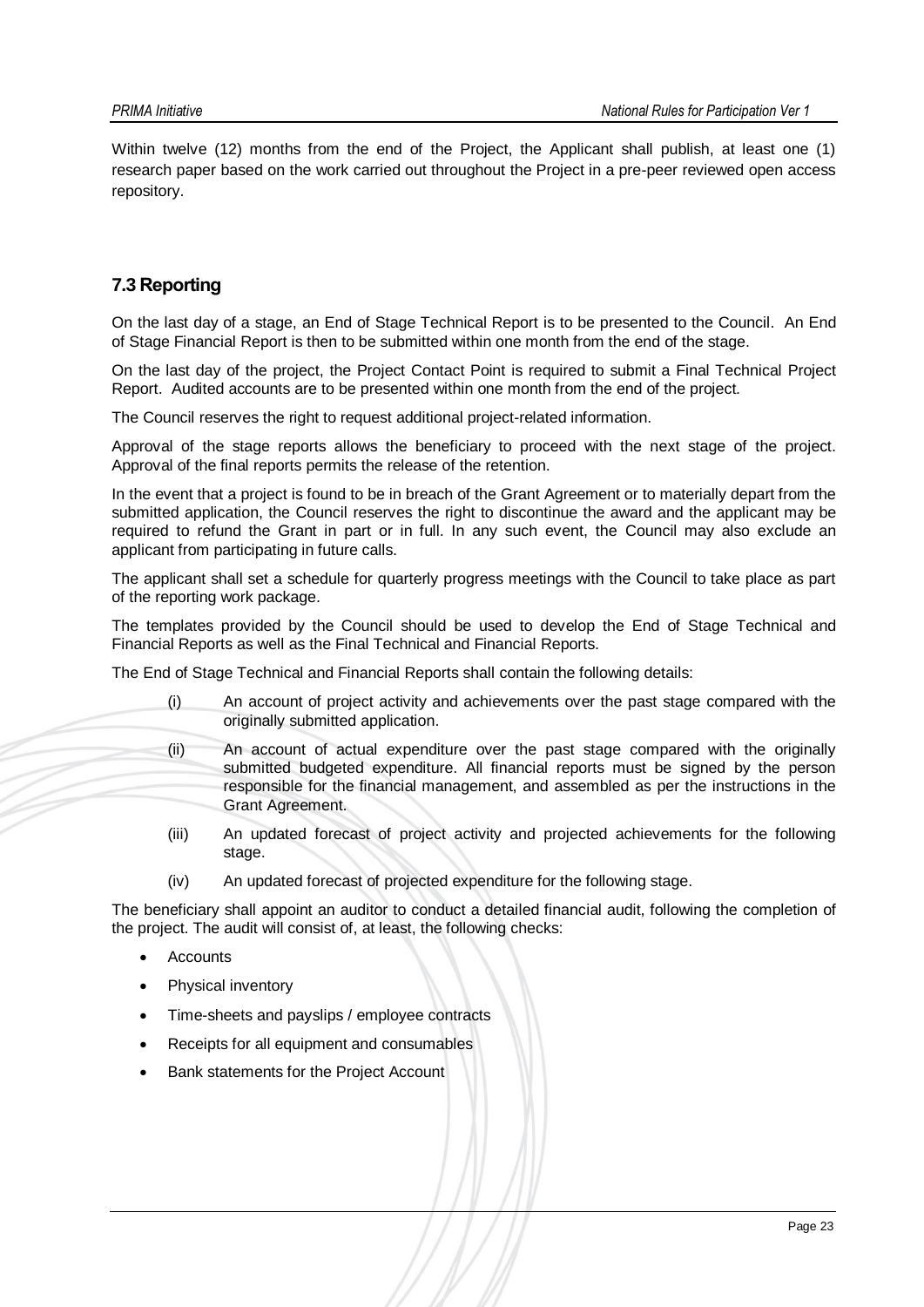Within twelve (12) months from the end of the Project, the Applicant shall publish, at least one (1) research paper based on the work carried out throughout the Project in a pre-peer reviewed open access repository.

## 7.3 Reporting

On the last day of a stage, an End of Stage Technical Report is to be presented to the Council. An End of Stage Financial Report is then to be submitted within one month from the end of the stage.

On the last day of the project, the Project Contact Point is required to submit a Final Technical Project Report. Audited accounts are to be presented within one month from the end of the project.

The Council reserves the right to request additional project-related information.

Approval of the stage reports allows the beneficiary to proceed with the next stage of the project. Approval of the final reports permits the release of the retention.

In the event that a project is found to be in breach of the Grant Agreement or to materially depart from the submitted application, the Council reserves the right to discontinue the award and the applicant may be required to refund the Grant in part or in full. In any such event, the Council may also exclude an applicant from participating in future calls.

The applicant shall set a schedule for quarterly progress meetings with the Council to take place as part of the reporting work package.

The templates provided by the Council should be used to develop the End of Stage Technical and Financial Reports as well as the Final Technical and Financial Reports.

The End of Stage Technical and Financial Reports shall contain the following details:

(i) An account of project activity and achievements over the past stage compared with the originally submitted application.

(ii) An account of actual expenditure over the past stage compared with the originally submitted budgeted expenditure. All financial reports must be signed by the person responsible for the financial management, and assembled as per the instructions in the Grant Agreement.

(iii) An updated forecast of project activity and projected achievements for the following stage.

(iv) An updated forecast of projected expenditure for the following stage.

The beneficiary shall appoint an auditor to conduct a detailed financial audit, following the completion of the project. The audit will consist of, at least, the following checks:

- Accounts
- Physical inventory
- Time-sheets and payslips / employee contracts
- Receipts for all equipment and consumables
- Bank statements for the Project Account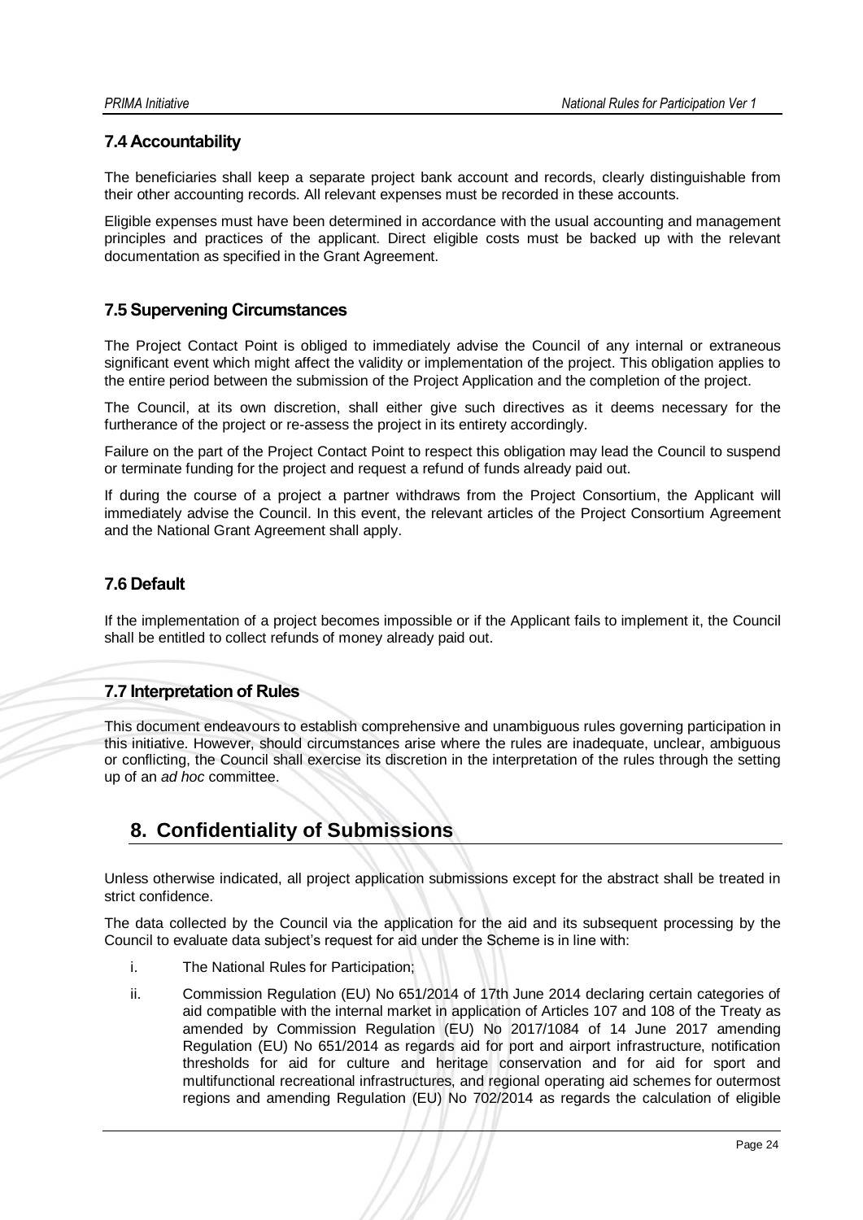### 7.4 Accountability

The beneficiaries shall keep a separate project bank account and records, clearly distinguishable from their other accounting records. All relevant expenses must be recorded in these accounts.

Eligible expenses must have been determined in accordance with the usual accounting and management principles and practices of the applicant. Direct eligible costs must be backed up with the relevant documentation as specified in the Grant Agreement.

### 7.5 Supervening Circumstances

The Project Contact Point is obliged to immediately advise the Council of any internal or extraneous significant event which might affect the validity or implementation of the project. This obligation applies to the entire period between the submission of the Project Application and the completion of the project.

The Council, at its own discretion, shall either give such directives as it deems necessary for the furtherance of the project or re-assess the project in its entirety accordingly.

Failure on the part of the Project Contact Point to respect this obligation may lead the Council to suspend or terminate funding for the project and request a refund of funds already paid out.

If during the course of a project a partner withdraws from the Project Consortium, the Applicant will immediately advise the Council. In this event, the relevant articles of the Project Consortium Agreement and the National Grant Agreement shall apply.

### 7.6 Default

If the implementation of a project becomes impossible or if the Applicant fails to implement it, the Council shall be entitled to collect refunds of money already paid out.

### 7.7 Interpretation of Rules

This document endeavours to establish comprehensive and unambiguous rules governing participation in this initiative. However, should circumstances arise where the rules are inadequate, unclear, ambiguous or conflicting, the Council shall exercise its discretion in the interpretation of the rules through the setting up of an *ad hoc* committee.

## 8. Confidentiality of Submissions

Unless otherwise indicated, all project application submissions except for the abstract shall be treated in strict confidence.

The data collected by the Council via the application for the aid and its subsequent processing by the Council to evaluate data subject's request for aid under the Scheme is in line with:

i. The National Rules for Participation;

ii. Commission Regulation (EU) No 651/2014 of 17th June 2014 declaring certain categories of aid compatible with the internal market in application of Articles 107 and 108 of the Treaty as amended by Commission Regulation (EU) No 2017/1084 of 14 June 2017 amending Regulation (EU) No 651/2014 as regards aid for port and airport infrastructure, notification thresholds for aid for culture and heritage conservation and for aid for sport and multifunctional recreational infrastructures, and regional operating aid schemes for outermost regions and amending Regulation (EU) No 702/2014 as regards the calculation of eligible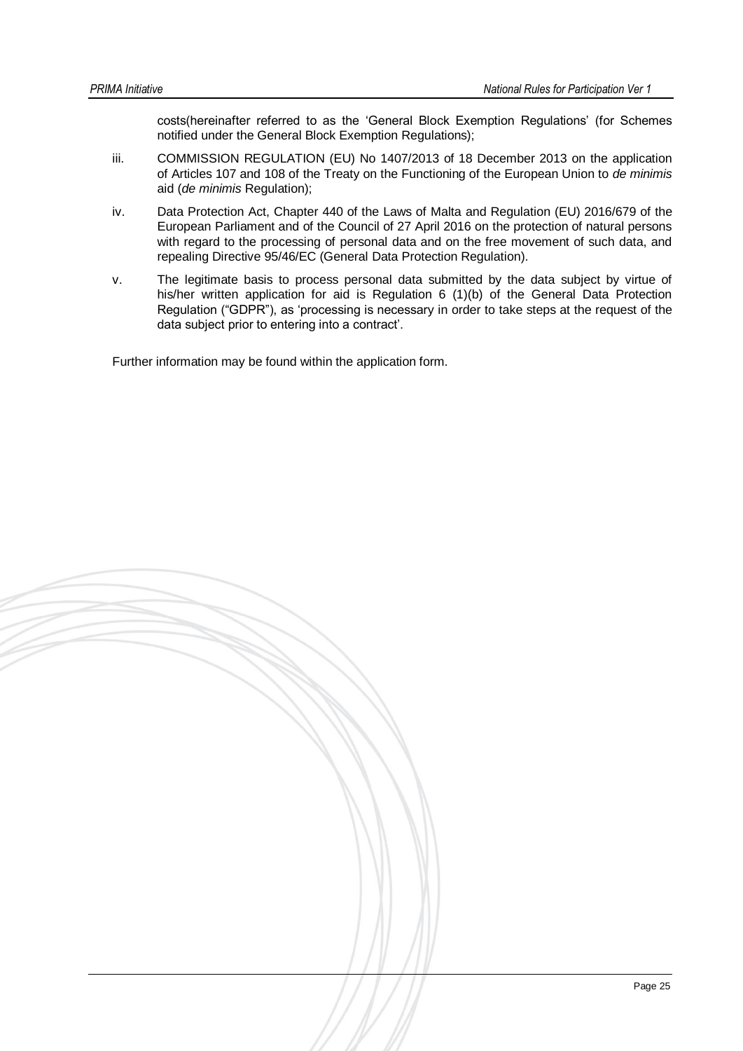costs(hereinafter referred to as the 'General Block Exemption Regulations' (for Schemes notified under the General Block Exemption Regulations);

iii. COMMISSION REGULATION (EU) No 1407/2013 of 18 December 2013 on the application of Articles 107 and 108 of the Treaty on the Functioning of the European Union to *de minimis* aid (*de minimis* Regulation);

iv. Data Protection Act, Chapter 440 of the Laws of Malta and Regulation (EU) 2016/679 of the European Parliament and of the Council of 27 April 2016 on the protection of natural persons with regard to the processing of personal data and on the free movement of such data, and repealing Directive 95/46/EC (General Data Protection Regulation).

v. The legitimate basis to process personal data submitted by the data subject by virtue of his/her written application for aid is Regulation 6 (1)(b) of the General Data Protection Regulation ("GDPR"), as 'processing is necessary in order to take steps at the request of the data subject prior to entering into a contract'.

Further information may be found within the application form.